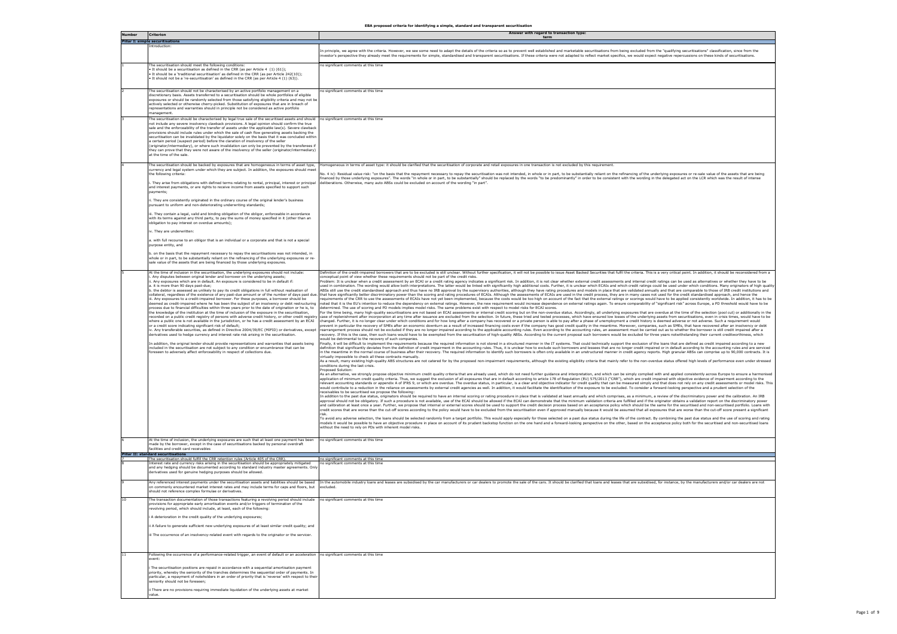**EBA proposed criteria for identifying a simple, standard and transparent securitisation**

| Number | Criterion | Answer with regard to transaction type: term |
|---|---|---|
| **Pillar I: simple securitisations** | | |
| | Introduction: | In principle, we agree with the criteria. However, we see some need to adapt the details of the criteria so as to prevent well established and marketable securitisations from being excluded from the "qualifying securitisations" classification, since from the investor's perspective they already meet the requirements for simple, standardised and transparent securitisations. If these criteria were not adapted to reflect market specifics, we would expect negative repercussions on these kinds of securitisations. |
| 1 | The securitisation should meet the following conditions:<br>• It should be a securitisation as defined in the CRR (as per Article 4 (1) (61));<br>• It should be a 'traditional securitisation' as defined in the CRR (as per Article 242(10));<br>• It should not be a 're-securitisation' as defined in the CRR (as per Article 4 (1) (63)). | no significant comments at this time |
| 2 | The securitisation should not be characterised by an active portfolio management on a discretionary basis. Assets transferred to a securitisation should be whole portfolios of eligible exposures or should be randomly selected from those satisfying eligibility criteria and may not be actively selected or otherwise cherry-picked. Substitution of exposures that are in breach of representations and warranties should in principle not be considered as active portfolio management. | no significant comments at this time |
| 3 | The securitisation should be characterised by legal true sale of the securitised assets and should not include any severe insolvency clawback provisions. A legal opinion should confirm the true sale and the enforceability of the transfer of assets under the applicable law(s). Severe clawback provisions should include rules under which the sale of cash flow generating assets backing the securitisation can be invalidated by the liquidator solely on the basis that it was concluded within a certain period (suspect period) before the claration of insolvency of the seller (originator/intermediary), or where such invalidation can only be prevented by the transferees if they can prove that they were not aware of the insolvency of the seller (originator/intermediary) at the time of the sale. | no significant comments at this time |
| 4 | The securitisation should be backed by exposures that are homogeneous in terms of asset type, currency and legal system under which they are subject. In addition, the exposures should meet the following criteria:<br><br>i. They arise from obligations with defined terms relating to rental, principal, interest or principal and interest payments, or are rights to receive income from assets specified to support such payments;<br><br>ii. They are consistently originated in the ordinary course of the original lender's business pursuant to uniform and non-deteriorating underwriting standards;<br><br>iii. They contain a legal, valid and binding obligation of the obligor, enforceable in accordance with its terms against any third party, to pay the sums of money specified in it (other than an obligation to pay interest on overdue amounts);<br><br>iv. They are underwritten:<br><br>a. with full recourse to an obligor that is an individual or a corporate and that is not a special purpose entity, and<br><br>b. on the basis that the repayment necessary to repay the securitisations was not intended, in whole or in part, to be substantially reliant on the refinancing of the underlying exposures or re-sale value of the assets that are being financed by those underlying exposures. | Homogeneous in terms of asset type: it should be clarified that the securitisation of corporate and retail exposures in one transaction is not excluded by this requirement.<br><br>No. 4 iv): Residual value risk: "on the basis that the repayment necessary to repay the securitisation was not intended, in whole or in part, to be substantially reliant on the refinancing of the underlying exposures or re-sale value of the assets that are being financed by those underlying exposures". The words "in whole or in part, to be substantially" should be replaced by the words "to be predominantly" in order to be consistent with the wording in the delegated act on the LCR which was the result of intense deliberations. Otherwise, many auto ABSs could be excluded on account of the wording "in part". |
| 5 | At the time of inclusion in the securitisation, the underlying exposures should not include:<br>i. Any disputes between original lender and borrower on the underlying assets;<br>ii. Any exposures which are in default. An exposure is considered to be in default if:<br>a. it is more than 90 days past-due;<br>b. the debtor is assessed as unlikely to pay its credit obligations in full without realisation of collateral, regardless of the existence of any past-due amount or of the number of days past due.<br>iii. Any exposures to a credit-impaired borrower. For these purposes, a borrower should be deemed as credit-impaired where he has been the subject of an insolvency or debt restructuring process due to financial difficulties within three years prior to the date of origination or he is, to the knowledge of the institution at the time of inclusion of the exposure in the securitisation, recorded on a public credit registry of persons with adverse credit history, or other credit registry where a public one is not available in the jurisdiction, or he has a credit assessment by an ECAI or a credit score indicating significant risk of default;<br>iv. Any transferable securities, as defined in Directive 2004/39/EC (MIFID) or derivatives, except derivatives used to hedge currency and interest rate risk arising in the securitisation.<br><br>In addition, the original lender should provide representations and warranties that assets being included in the securitisation are not subject to any condition or encumbrance that can be foreseen to adversely affect enforceability in respect of collections due. | Definition of the credit-impaired borrowers that are to be excluded is still unclear. Without further specification, it will not be possible to issue Asset Backed Securities that fulfil the criteria. This is a very critical point. In addition, it should be reconsidered from a conceptual point of view whether these requirements should not be part of the credit risks.<br>Problem: It is unclear when a credit assessment by an ECAI or a credit rating agency indicates a significant risk. In addition, it is not clear whether external credit assessments and internal credit ratings can be used as alternatives or whether they have to be used in combination. The wording would allow both interpretations. The latter would be linked with significantly high additional costs. Further, it is unclear which ECAIs and which credit ratings could be used under which conditions. Many originators of high quality ABSs still use the credit standardised approach and thus have no IRB approval by the supervisory authorities, although they have rating procedures and models in place that are validated annually and that are comparable to those of IRB credit institutions and that have significantly better discriminatory power than the scoring and rating procedures of ECAIs. Although the assessments of ECAIs are used in the credit process, they are in many cases not used for the credit standardised approach, and hence the requirements of the CRR to use the assessments of ECAIs have not yet been implemented, because the costs would be too high on account of the fact that the external ratings or scorings would have to be applied consistently worldwide. In addition, it has to be noted that it is the EU's intention to reduce the dependency on external ratings. However, the new requirement would increase dependence on external ratings again. To ensure comparability of "significant risk" across Europe, a PD threshold would have to be determined. The use of scoring and PD models implies model risks. The same problems exist with respect to model risks for ECAI scores.<br>For the time being, many high-quality securitisations are not based on ECAI assessments or internal credit scoring but on the non-overdue status. Accordingly, all underlying exposures that are overdue at the time of the selection (pool cut) or additionally in the case of replenishment after incorporation at any time after issuance are excluded from the selection. In future, these tried and tested processes, which have ensured low losses of the underlying assets from securitisations, even in crisis times, would have to be changed. Further, it is no longer clear under which conditions and for how long after a company has recovered or a private person is able to pay after a phase of unemployment a credit history is deemed adverse or not adverse. Such a requirement would prevent in particular the recovery of SMEs after an economic downturn as a result of increased financing costs even if the company has good credit quality in the meantime. Moreover, companies, such as SMEs, that have recovered after an insolvency or debt rearrangement process should not be excluded if they are no longer impaired according to the applicable accounting rules. Even according to the accounting rules, an assessment must be carried out as to whether the borrower is still credit impaired after a recovery. If this is the case, then such loans would have to be exempted from the securitisation of high-quality ABSs. According to the current proposal such borrowers would be excluded for three years notwithstanding their current creditworthiness, which would be detrimental to the recovery of such companies.<br>Finally, it will be difficult to implement the requirements because the required information is not stored in a structured manner in the IT systems. That could technically support the exclusion of the loans that are defined as credit impaired according to a new definition that significantly deviates from the definition of credit impairment in the accounting rules. Thus, it is unclear how to exclude such borrowers and lessees that are no longer credit impaired or in default according to the accounting rules and are serviced in the meantime in the normal course of business after their recovery. The required information to identify such borrowers is often only available in an unstructured manner in credit agency reports. High granular ABSs can comprise up to 90,000 contracts. It is virtually impossible to check all these contracts manually.<br>As a result, many existing high-quality ABS structures are not catered for by the proposed non-impairment requirements, although the existing eligibility criteria that mainly refer to the non-overdue status offered high levels of performance even under stressed conditions during the last crisis.<br>Proposed Solution:<br>As an alternative, we strongly propose objective minimum credit quality criteria that are already used, which do not need further guidance and interpretation, and which can be simply complied with and applied consistently across Europe to ensure a harmonised application of minimum credit quality criteria. Thus, we suggest the exclusion of all exposures that are in default according to article 178 of Regulation (EU) 575/2013 ("CRR"), which are credit impaired with objective evidence of impairment according to the relevant accounting standards or appendix A of IFRS 9, or which are overdue. The overdue status, in particular, is a clear and objective indicator for credit quality that can be measured simply and that does not rely on any credit assessments or model risks. This would contribute to a reduction in the reliance on assessments by external credit agencies as well. In addition, it would facilitate the identification of the exposure to be excluded. To consider a forward-looking perspective and a prudent selection of the receivables to be securitised we propose the following:<br>In addition to the past due status, originators should be required to have an internal scoring or rating procedure in place that is validated at least annually and which comprises, as a minimum, a review of the discriminatory power and the calibration. An IRB approval should not be obligatory. If such a procedure is not available, use of the ECAI should be allowed if the ECAI can demonstrate that the minimum validation criteria are fulfilled and if the originator obtains a validation report on the discriminatory power and calibration at least once a year. Further, we propose that internal or external scores should be used to support the credit decision process based on an acceptance policy which should be the same for the securitised and non-securitised portfolio. Loans with credit scores that are worse than the cut-off scores according to the policy would have to be excluded from the securitisation even if approved manually because it would be assumed that all exposures that are worse than the cut-off score present a significant risk.<br>To avoid any adverse selection, the loans should be selected randomly from a target portfolio. This would apply especially for those selected on a past due status during the life of the contract. By combining the past due status and the use of scoring and rating models it would be possible to have an objective procedure in place on account of its prudent backstop function on the one hand and a forward-looking perspective on the other, based on the acceptance policy both for the securitised and non-securitised loans without the need to rely on PDs with inherent model risks. |
| 6 | At the time of inclusion, the underlying exposures are such that at least one payment has been made by the borrower, except in the case of securitisations backed by personal overdraft facilities and credit card receivables | no significant comments at this time |
| **Pillar II: standard securitisations** | | |
| 7 | The securitisation should fulfil the CRR retention rules (Article 405 of the CRR). | no significant comments at this time |
| 8 | Interest rate and currency risks arising in the securitisation should be appropriately mitigated and any hedging should be documented according to standard industry master agreements. Only derivatives used for genuine hedging purposes should be allowed. | no significant comments at this time |
| 9 | Any referenced interest payments under the securitisation assets and liabilities should be based on commonly encountered market interest rates and may include terms for caps and floors, but should not reference complex formulae or derivatives. | In the automobile industry loans and leases are subsidised by the car manufacturers or car dealers to promote the sale of the cars. It should be clarified that loans and leases that are subsidised, for instance, by the manufacturers and/or car dealers are not excluded. |
| 10 | The transaction documentation of those transactions featuring a revolving period should include provisions for appropriate early amortisation events and/or triggers of termination of the revolving period, which should include, at least, each of the following:<br><br>i A deterioration in the credit quality of the underlying exposures;<br><br>ii A failure to generate sufficient new underlying exposures of at least similar credit quality; and<br><br>iii The occurrence of an insolvency-related event with regards to the originator or the servicer. | no significant comments at this time |
| 11 | Following the occurrence of a performance-related trigger, an event of default or an acceleration event:<br><br>i The securitisation positions are repaid in accordance with a sequential amortisation payment priority, whereby the seniority of the tranches determines the sequential order of payments. In particular, a repayment of noteholders in an order of priority that is 'reverse' with respect to their seniority should not be foreseen;<br><br>ii There are no provisions requiring immediate liquidation of the underlying assets at market value. | no significant comments at this time |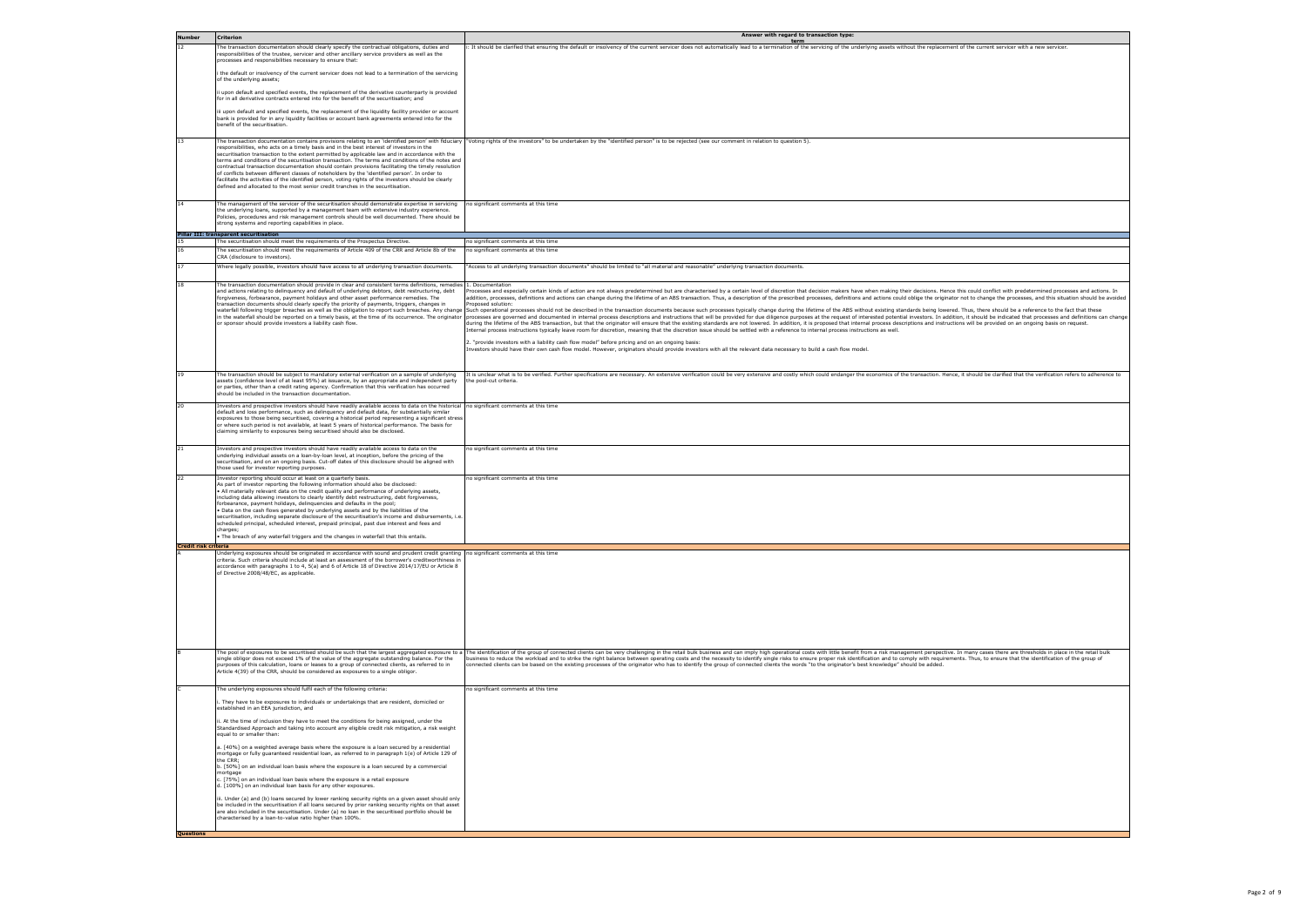| Number | Criterion | Answer with regard to transaction type: term |
|---|---|---|
| 12 | The transaction documentation should clearly specify the contractual obligations, duties and responsibilities of the trustee, servicer and other ancillary service providers as well as the processes and responsibilities necessary to ensure that:<br><br>i the default or insolvency of the current servicer does not lead to a termination of the servicing of the underlying assets;<br><br>ii upon default and specified events, the replacement of the derivative counterparty is provided for in all derivative contracts entered into for the benefit of the securitisation; and<br><br>iii upon default and specified events, the replacement of the liquidity facility provider or account bank is provided for in any liquidity facilities or account bank agreements entered into for the benefit of the securitisation. | i: It should be clarified that ensuring the default or insolvency of the current servicer does not automatically lead to a termination of the servicing of the underlying assets without the replacement of the current servicer with a new servicer. |
| 13 | The transaction documentation contains provisions relating to an 'identified person' with fiduciary responsibilities, who acts on a timely basis and in the best interest of investors in the securitisation transaction to the extent permitted by applicable law and in accordance with the terms and conditions of the securitisation transaction. The terms and conditions of the notes and contractual transaction documentation should contain provisions facilitating the timely resolution of conflicts between different classes of noteholders by the 'identified person'. In order to facilitate the activities of the identified person, voting rights of the investors should be clearly defined and allocated to the most senior credit tranches in the securitisation. | "Voting rights of the investors" to be undertaken by the "identified person" is to be rejected (see our comment in relation to question 5). |
| 14 | The management of the servicer of the securitisation should demonstrate expertise in servicing the underlying loans, supported by a management team with extensive industry experience. Policies, procedures and risk management controls should be well documented. There should be strong systems and reporting capabilities in place. | no significant comments at this time |
| **Pillar III: transparent securitisation** | | |
| 15 | The securitisation should meet the requirements of the Prospectus Directive. | no significant comments at this time |
| 16 | The securitisation should meet the requirements of Article 409 of the CRR and Article 8b of the CRA (disclosure to investors). | no significant comments at this time |
| 17 | Where legally possible, investors should have access to all underlying transaction documents. | "Access to all underlying transaction documents" should be limited to "all material and reasonable" underlying transaction documents. |
| 18 | The transaction documentation should provide in clear and consistent terms definitions, remedies and actions relating to delinquency and default of underlying debtors, debt restructuring, debt forgiveness, forbearance, payment holidays and other asset performance remedies. The transaction documents should clearly specify the priority of payments, triggers, changes in waterfall following trigger breaches as well as the obligation to report such breaches. Any change in the waterfall should be reported on a timely basis, at the time of its occurrence. The originator or sponsor should provide investors a liability cash flow. | 1. Documentation<br>Processes and especially certain kinds of action are not always predetermined but are characterised by a certain level of discretion that decision makers have when making their decisions. Hence this could conflict with predetermined processes and actions. In addition, processes, definitions and actions can change during the lifetime of an ABS transaction. Thus, a description of the prescribed processes, definitions and actions could oblige the originator not to change the processes, and this situation should be avoided.<br>Proposed solution:<br>Such operational processes should not be described in the transaction documents because such processes typically change during the lifetime of the ABS without existing standards being lowered. Thus, there should be a reference to the fact that these processes are governed and documented in internal process descriptions and instructions that will be provided for due diligence purposes at the request of interested potential investors. In addition, it should be indicated that processes and definitions can change during the lifetime of the ABS transaction, but that the originator will ensure that the existing standards are not lowered. In addition, it is proposed that internal process descriptions and instructions will be provided on an ongoing basis on request.<br>Internal process instructions typically leave room for discretion, meaning that the discretion issue should be settled with a reference to internal process instructions as well.<br><br>2. "provide investors with a liability cash flow model" before pricing and on an ongoing basis:<br>Investors should have their own cash flow model. However, originators should provide investors with all the relevant data necessary to build a cash flow model. |
| 19 | The transaction should be subject to mandatory external verification on a sample of underlying assets (confidence level of at least 95%) at issuance, by an appropriate and independent party or parties, other than a credit rating agency. Confirmation that this verification has occurred should be included in the transaction documentation. | It is unclear what is to be verified. Further specifications are necessary. An extensive verification could be very extensive and costly which could endanger the economics of the transaction. Hence, it should be clarified that the verification refers to adherence to the pool-cut criteria. |
| 20 | Investors and prospective investors should have readily available access to data on the historical default and loss performance, such as delinquency and default data, for substantially similar exposures to those being securitised, covering a historical period representing a significant stress or where such period is not available, at least 5 years of historical performance. The basis for claiming similarity to exposures being securitised should also be disclosed. | no significant comments at this time |
| 21 | Investors and prospective investors should have readily available access to data on the underlying individual assets on a loan-by-loan level, at inception, before the pricing of the securitisation, and on an ongoing basis. Cut-off dates of this disclosure should be aligned with those used for investor reporting purposes. | no significant comments at this time |
| 22 | Investor reporting should occur at least on a quarterly basis.<br>As part of investor reporting the following information should also be disclosed:<br>• All materially relevant data on the credit quality and performance of underlying assets, including data allowing investors to clearly identify debt restructuring, debt forgiveness, forbearance, payment holidays, delinquencies and defaults in the pool;<br>• Data on the cash flows generated by underlying assets and by the liabilities of the securitisation, including separate disclosure of the securitisation's income and disbursements, i.e. scheduled principal, scheduled interest, prepaid principal, past due interest and fees and charges;<br>• The breach of any waterfall triggers and the changes in waterfall that this entails. | no significant comments at this time |
| **Credit risk criteria** | | |
| A | Underlying exposures should be originated in accordance with sound and prudent credit granting criteria. Such criteria should include at least an assessment of the borrower's creditworthiness in accordance with paragraphs 1 to 4, 5(a) and 6 of Article 18 of Directive 2014/17/EU or Article 8 of Directive 2008/48/EC, as applicable. | no significant comments at this time |
| B | The pool of exposures to be securitised should be such that the largest aggregated exposure to a single obligor does not exceed 1% of the value of the aggregate outstanding balance. For the purposes of this calculation, loans or leases to a group of connected clients, as referred to in Article 4(39) of the CRR, should be considered as exposures to a single obligor. | The identification of the group of connected clients can be very challenging in the retail bulk business and can imply high operational costs with little benefit from a risk management perspective. In many cases there are thresholds in place in the retail bulk business to reduce the workload and to strike the right balance between operating costs and the necessity to identify single risks to ensure proper risk identification and to comply with requirements. Thus, to ensure that the identification of the group of connected clients can be based on the existing processes of the originator who has to identify the group of connected clients the words "to the originator's best knowledge" should be added. |
| C | The underlying exposures should fulfil each of the following criteria:<br><br>i. They have to be exposures to individuals or undertakings that are resident, domiciled or established in an EEA jurisdiction, and<br><br>ii. At the time of inclusion they have to meet the conditions for being assigned, under the Standardised Approach and taking into account any eligible credit risk mitigation, a risk weight equal to or smaller than:<br><br>a. [40%] on a weighted average basis where the exposure is a loan secured by a residential mortgage or fully guaranteed residential loan, as referred to in paragraph 1(e) of Article 129 of the CRR;<br>b. [50%] on an individual loan basis where the exposure is a loan secured by a commercial mortgage<br>c. [75%] on an individual loan basis where the exposure is a retail exposure<br>d. [100%] on an individual loan basis for any other exposures.<br><br>iii. Under (a) and (b) loans secured by lower ranking security rights on a given asset should only be included in the securitisation if all loans secured by prior ranking security rights on that asset are also included in the securitisation. Under (a) no loan in the securitised portfolio should be characterised by a loan-to-value ratio higher than 100%. | no significant comments at this time |
| **Questions** | | |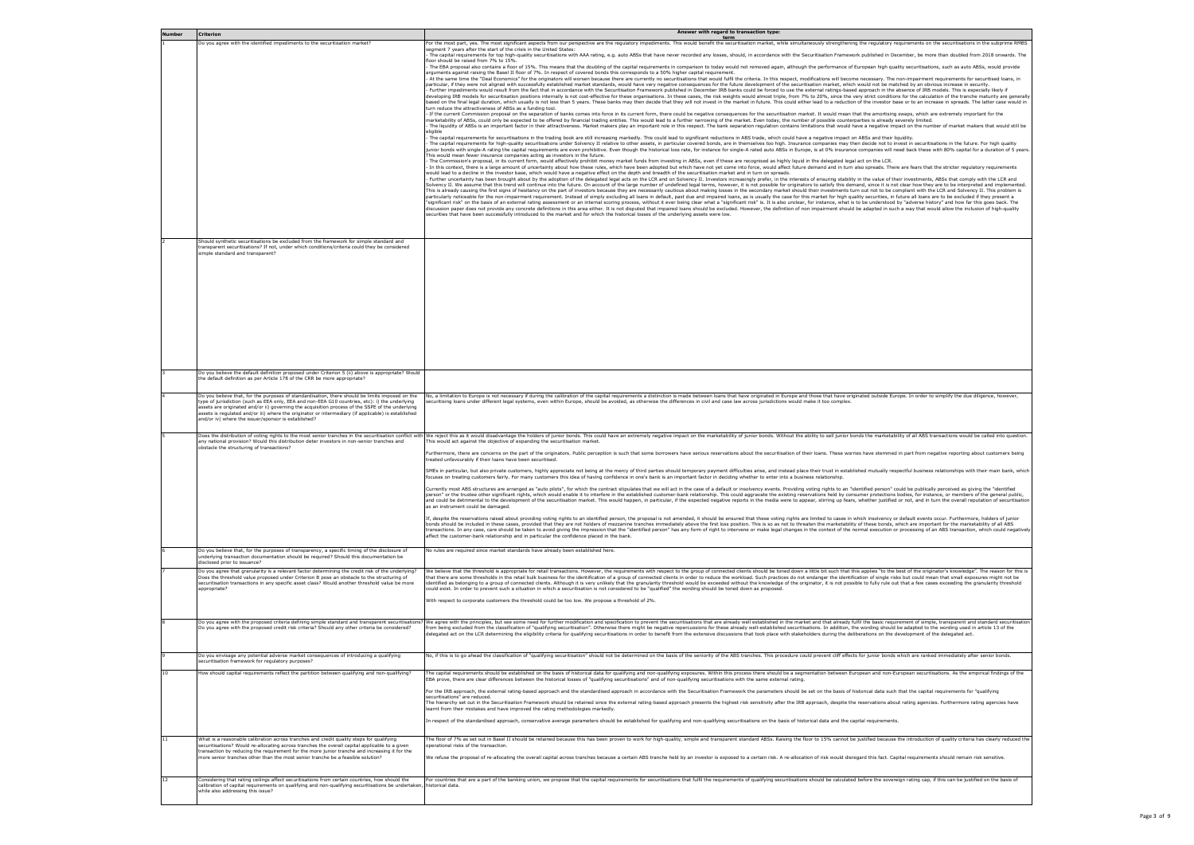| Number | Criterion | Answer with regard to transaction type: term |
|---|---|---|
| 1 | Do you agree with the identified impediments to the securitisation market? | For the most part, yes. The most significant aspects from our perspective are the regulatory impediments. This would benefit the securitisation market, while simultaneously strengthening the regulatory requirements on the securitisations in the subprime RMBS segment 7 years after the start of the crisis in the United States:<br>- The capital requirements for top high-quality securitisations with AAA rating, e.g. auto ABSs that have never recorded any losses, should, in accordance with the Securitisation Framework published in December, be more than doubled from 2018 onwards. The floor should be raised from 7% to 15%.<br>- The EBA proposal also contains a floor of 15%. This means that the doubling of the capital requirements in comparison to today would not removed again, although the performance of European high quality securitisations, such as auto ABSs, would provide arguments against raising the Basel II floor of 7%. In respect of covered bonds this corresponds to a 50% higher capital requirement.<br>- At the same time the "Deal Economics" for the originators will worsen because there are currently no securitisations that would fulfil the criteria. In this respect, modifications will become necessary. The non-impairment requirements for securitised loans, in particular, if they were not aligned with successfully established market standards, would have very negative consequences for the future development of the securitisation market, which would not be matched by an obvious increase in security.<br>- Further impediments would result from the fact that in accordance with the Securitisation Framework published in December IRB banks could be forced to use the external ratings-based approach in the absence of IRB models. This is especially likely if developing IRB models for securitisation positions internally is not cost-effective for these organisations. In these cases, the risk weights would almost triple, from 7% to 20%, since the very strict conditions for the calculation of the tranche maturity are generally based on the final legal duration, which usually is not less than 5 years. These banks may then decide that they will not invest in the market in future. This could either lead to a reduction of the investor base or to an increase in spreads. The latter case would in turn reduce the attractiveness of ABSs as a funding tool.<br>- If the current Commission proposal on the separation of banks comes into force in its current form, there could be negative consequences for the securitisation market. It would mean that the amortising swaps, which are extremely important for the marketability of ABSs, could only be expected to be offered by financial trading entities. This would lead to a further narrowing of the market. Even today, the number of possible counterparties is already severely limited.<br>- The liquidity of ABSs is an important factor in their attractiveness. Market makers play an important role in this respect. The bank separation regulation contains limitations that would have a negative impact on the number of market makers that would still be eligible<br>- The capital requirements for securitisations in the trading book are still increasing markedly. This could lead to significant reductions in ABS trade, which could have a negative impact on ABSs and their liquidity.<br>- The capital requirements for high-quality securitisations under Solvency II relative to other assets, in particular covered bonds, are in themselves too high. Insurance companies may then decide not to invest in securitisations in the future. For high quality junior bonds with single-A rating the capital requirements are even prohibitive. Even though the historical loss rate, for instance for single-A rated auto ABSs in Europe, is at 0% insurance companies will need back these with 80% capital for a duration of 5 years. This would mean fewer insurance companies acting as investors in the future.<br>- The Commission's proposal, in its current form, would effectively prohibit money market funds from investing in ABSs, even if these are recognised as highly liquid in the delegated legal act on the LCR.<br>- In this context, there is a large amount of uncertainty about how these rules, which have been adopted but which have not yet come into force, would affect future demand and in turn also spreads. There are fears that the stricter regulatory requirements would lead to a decline in the investor base, which would have a negative effect on the depth and breadth of the securitisation market and in turn on spreads.<br>- Further uncertainty has been brought about by the adoption of the delegated legal acts on the LCR and on Solvency II. Investors increasingly prefer, in the interests of ensuring stability in the value of their investments, ABSs that comply with the LCR and Solvency II. We assume that this trend will continue into the future. On account of the large number of undefined legal terms, however, it is not possible for originators to satisfy this demand, since it is not clear how they are to be interpreted and implemented. This is already causing the first signs of hesitancy on the part of investors because they are necessarily cautious about making losses in the secondary market should their investments turn out not to be compliant with the LCR and Solvency II. This problem is particularly noticeable for the non-impairment requirement. Instead of simply excluding all loans in default, past due and impaired loans, as is usually the case for this market for high quality securities, in future all loans are to be excluded if they present a "significant risk" on the basis of an external rating assessment or an internal scoring process, without it ever being clear what a "significant risk" is. It is also unclear, for instance, what is to be understood by "adverse history" and how far this goes back. The discussion paper does not provide any concrete definitions in this area either. It is not disputed that impaired loans should be excluded. However, the definition of non impairment should be adapted in such a way that would allow the inclusion of high-quality securities that have been successfully introduced to the market and for which the historical losses of the underlying assets were low. |
| 2 | Should synthetic securitisations be excluded from the framework for simple standard and transparent securitisations? If not, under which conditions/criteria could they be considered simple standard and transparent? | |
| 3 | Do you believe the default definition proposed under Criterion 5 (ii) above is appropriate? Would the default definition as per Article 178 of the CRR be more appropriate? | |
| 4 | Do you believe that, for the purposes of standardisation, there should be limits imposed on the type of jurisdiction (such as EEA only, EEA and non-EEA G10 countries, etc): i) the underlying assets are originated and/or ii) governing the acquisition process of the SSPE of the underlying assets is regulated and/or iii) where the originator or intermediary (if applicable) is established and/or iv) where the issuer/sponsor is established? | No, a limitation to Europe is not necessary if during the calibration of the capital requirements a distinction is made between loans that have originated in Europe and those that have originated outside Europe. In order to simplify the due diligence, however, securitising loans under different legal systems, even within Europe, should be avoided, as otherwise the differences in civil and case law across jurisdictions would make it too complex. |
| 5 | Does the distribution of voting rights to the most senior tranches in the securitisation conflict with any national provision? Would this distribution deter investors in non-senior tranches and obstacle the structuring of transactions? | We reject this as it would disadvantage the holders of junior bonds. This could have an extremely negative impact on the marketability of junior bonds. Without the ability to sell junior bonds the marketability of all ABS transactions would be called into question. This would act against the objective of expanding the securitisation market.<br><br>Furthermore, there are concerns on the part of the originators. Public perception is such that some borrowers have serious reservations about the securitisation of their loans. These worries have stemmed in part from negative reporting about customers being treated unfavourably if their loans have been securitised.<br><br>SMEs in particular, but also private customers, highly appreciate not being at the mercy of third parties should temporary payment difficulties arise, and instead place their trust in established mutually respectful business relationships with their main bank, which focuses on treating customers fairly. For many customers this idea of having confidence in one's bank is an important factor in deciding whether to enter into a business relationship.<br><br>Currently most ABS structures are arranged as "auto pilots", for which the contract stipulates that we will act in the case of a default or insolvency events. Providing voting rights to an "identified person" could be publically perceived as giving the "identified person" or the trustee other significant rights, which would enable it to interfere in the established customer-bank relationship. This could aggravate the existing reservations held by consumer protections bodies, for instance, or members of the general public, and could be detrimental to the development of the securitisation market. This would happen, in particular, if the expected negative reports in the media were to appear, stirring up fears, whether justified or not, and in turn the overall reputation of securitisation as an instrument could be damaged.<br><br>If, despite the reservations raised about providing voting rights to an identified person, the proposal is not amended, it should be ensured that these voting rights are limited to cases in which insolvency or default events occur. Furthermore, holders of junior bonds should be included in these cases, provided that they are not holders of mezzanine tranches immediately above the first loss position. This is so as not to threaten the marketability of these bonds, which are important for the marketability of all ABS transactions. In any case, care should be taken to avoid giving the impression that the "identified person" has any form of right to intervene or make legal changes in the context of the normal execution or processing of an ABS transaction, which could negatively affect the customer-bank relationship and in particular the confidence placed in the bank. |
| 6 | Do you believe that, for the purposes of transparency, a specific timing of the disclosure of underlying transaction documentation should be required? Should this documentation be disclosed prior to issuance? | No rules are required since market standards have already been established here. |
| 7 | Do you agree that granularity is a relevant factor determining the credit risk of the underlying? Does the threshold value proposed under Criterion 8 pose an obstacle to the structuring of securitisation transactions in any specific asset class? Would another threshold value be more appropriate? | We believe that the threshold is appropriate for retail transactions. However, the requirements with respect to the group of connected clients should be toned down a little bit such that this applies "to the best of the originator's knowledge". The reason for this is that there are some thresholds in the retail bulk business for the identification of a group of connected clients in order to reduce the workload. Such practices do not endanger the identification of single risks but could mean that small exposures might not be identified as belonging to a group of connected clients. Although it is very unlikely that the granularity threshold would be exceeded without the knowledge of the originator, it is not possible to fully rule out that a few cases exceeding the granularity threshold could exist. In order to prevent such a situation in which a securitisation is not considered to be "qualified" the wording should be toned down as proposed.<br><br>With respect to corporate customers the threshold could be too low. We propose a threshold of 2%. |
| 8 | Do you agree with the proposed criteria defining simple standard and transparent securitisations? Do you agree with the proposed credit risk criteria? Should any other criteria be considered? | We agree with the principles, but see some need for further modification and specification to prevent the securitisations that are already well established in the market and that already fulfil the basic requirement of simple, transparent and standard securitisation from being excluded from the classification of "qualifying securitisation". Otherwise there might be negative repercussions for these already well-established securitisations. In addition, the wording should be adapted to the wording used in article 13 of the delegated act on the LCR determining the eligibility criteria for qualifying securitisations in order to benefit from the extensive discussions that took place with stakeholders during the deliberations on the development of the delegated act. |
| 9 | Do you envisage any potential adverse market consequences of introducing a qualifying securitisation framework for regulatory purposes? | No, if this is to go ahead the classification of "qualifying securitisation" should not be determined on the basis of the seniority of the ABS tranches. This procedure could prevent cliff effects for junior bonds which are ranked immediately after senior bonds. |
| 10 | How should capital requirements reflect the partition between qualifying and non-qualifying? | The capital requirements should be established on the basis of historical data for qualifying and non-qualifying exposures. Within this process there should be a segmentation between European and non-European securitisations. As the empirical findings of the EBA prove, there are clear differences between the historical losses of "qualifying securitisations" and of non-qualifying securitisations with the same external rating.<br><br>For the IRB approach, the external rating-based approach and the standardised approach in accordance with the Securitisation Framework the parameters should be set on the basis of historical data such that the capital requirements for "qualifying securitisations" are reduced.<br>The hierarchy set out in the Securitisation Framework should be retained since the external rating-based approach presents the highest risk sensitivity after the IRB approach, despite the reservations about rating agencies. Furthermore rating agencies have learnt from their mistakes and have improved the rating methodologies markedly.<br><br>In respect of the standardised approach, conservative average parameters should be established for qualifying and non-qualifying securitisations on the basis of historical data and the capital requirements. |
| 11 | What is a reasonable calibration across tranches and credit quality steps for qualifying securitisations? Would re-allocating across tranches the overall capital applicable to a given transaction by reducing the requirement for the more junior tranche and increasing it for the more senior tranches other than the most senior tranche be a feasible solution? | The floor of 7% as set out in Basel II should be retained because this has been proven to work for high-quality, simple and transparent standard ABSs. Raising the floor to 15% cannot be justified because the introduction of quality criteria has clearly reduced the operational risks of the transaction.<br><br>We refuse the proposal of re-allocating the overall capital across tranches because a certain ABS tranche held by an investor is exposed to a certain risk. A re-allocation of risk would disregard this fact. Capital requirements should remain risk sensitive. |
| 12 | Considering that rating ceilings affect securitisations from certain countries, how should the calibration of capital requirements on qualifying and non-qualifying securitisations be undertaken, while also addressing this issue? | For countries that are a part of the banking union, we propose that the capital requirements for securitisations that fulfil the requirements of qualifying securitisations should be calculated before the sovereign rating cap, if this can be justified on the basis of historical data. |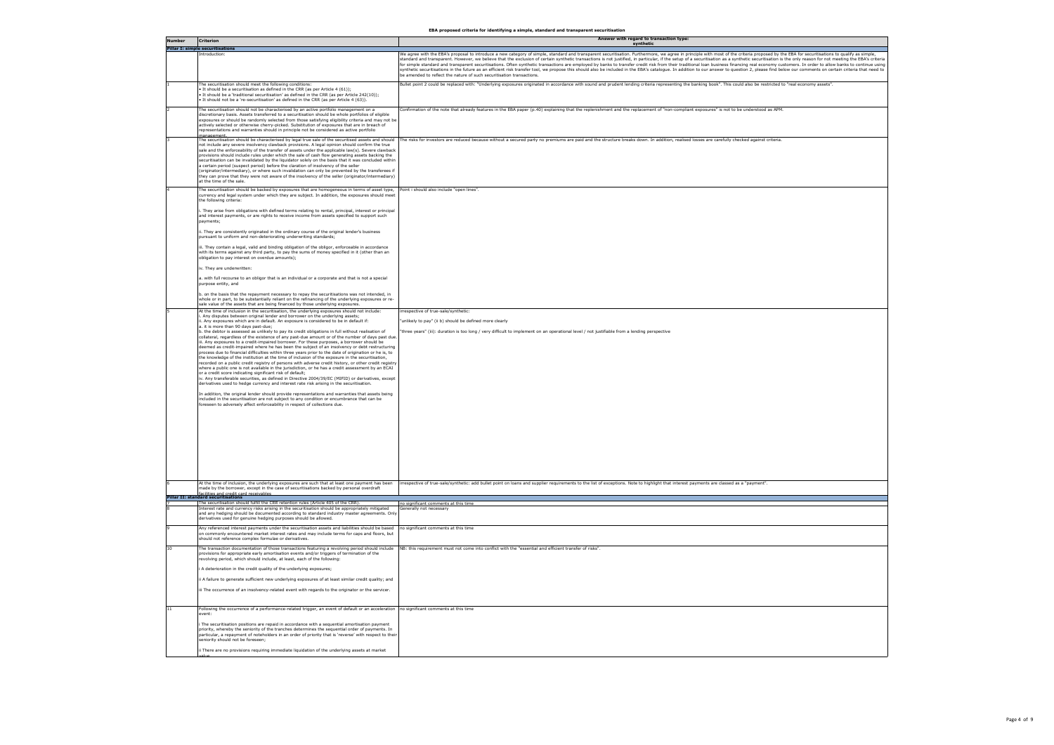**EBA proposed criteria for identifying a simple, standard and transparent securitisation**

| Number | Criterion | Answer with regard to transaction type: synthetic |
|---|---|---|
| **Pillar I: simple securitisations** | | |
| | Introduction: | We agree with the EBA's proposal to introduce a new category of simple, standard and transparent securitisation. Furthermore, we agree in principle with most of the criteria proposed by the EBA for securitisations to qualify as simple, standard and transparent. However, we believe that the exclusion of certain synthetic transactions is not justified, in particular, if the setup of a securitisation as a synthetic securitisation is the only reason for not meeting the EBA's criteria for simple standard and transparent securitisations. Often synthetic transactions are employed by banks to transfer credit risk from their traditional loan business financing real economy customers. In order to allow banks to continue using synthetic securitisations in the future as an efficient risk transfer tool, we propose this should also be included in the EBA's catalogue. In addition to our answer to question 2, please find below our comments on certain criteria that need to be amended to reflect the nature of such securitisation transactions. |
| 1 | The securitisation should meet the following conditions:<br>• It should be a securitisation as defined in the CRR (as per Article 4 (61));<br>• It should be a 'traditional securitisation' as defined in the CRR (as per Article 242(10));<br>• It should not be a 're-securitisation' as defined in the CRR (as per Article 4 (63)). | Bullet point 2 could be replaced with: "Underlying exposures originated in accordance with sound and prudent lending criteria representing the banking book". This could also be restricted to "real economy assets". |
| 2 | The securitisation should not be characterised by an active portfolio management on a discretionary basis. Assets transferred to a securitisation should be whole portfolios of eligible exposures or should be randomly selected from those satisfying eligibility criteria and may not be actively selected or otherwise cherry-picked. Substitution of exposures that are in breach of representations and warranties should in principle not be considered as active portfolio management. | Confirmation of the note that already features in the EBA paper (p.40) explaining that the replenishment and the replacement of "non-compliant exposures" is not to be understood as APM. |
| 3 | The securitisation should be characterised by legal true sale of the securitised assets and should not include any severe insolvency clawback provisions. A legal opinion should confirm the true sale and the enforceability of the transfer of assets under the applicable law(s). Severe clawback provisions should include rules under which the sale of cash flow generating assets backing the securitisation can be invalidated by the liquidator solely on the basis that it was concluded within a certain period (suspect period) before the claration of insolvency of the seller (originator/intermediary), or where such invalidation can only be prevented by the transferees if they can prove that they were not aware of the insolvency of the seller (originator/intermediary) at the time of the sale. | The risks for investors are reduced because without a secured party no premiums are paid and the structure breaks down. In addition, realised losses are carefully checked against criteria. |
| 4 | The securitisation should be backed by exposures that are homogeneous in terms of asset type, currency and legal system under which they are subject. In addition, the exposures should meet the following criteria:<br><br>i. They arise from obligations with defined terms relating to rental, principal, interest or principal and interest payments, or are rights to receive income from assets specified to support such payments;<br><br>ii. They are consistently originated in the ordinary course of the original lender's business pursuant to uniform and non-deteriorating underwriting standards;<br><br>iii. They contain a legal, valid and binding obligation of the obligor, enforceable in accordance with its terms against any third party, to pay the sums of money specified in it (other than an obligation to pay interest on overdue amounts);<br><br>iv. They are underwritten:<br><br>a. with full recourse to an obligor that is an individual or a corporate and that is not a special purpose entity, and<br><br>b. on the basis that the repayment necessary to repay the securitisations was not intended, in whole or in part, to be substantially reliant on the refinancing of the underlying exposures or re-sale value of the assets that are being financed by those underlying exposures. | Point i should also include "open lines". |
| 5 | At the time of inclusion in the securitisation, the underlying exposures should not include:<br>i. Any disputes between original lender and borrower on the underlying assets;<br>ii. Any exposures which are in default. An exposure is considered to be in default if:<br>a. it is more than 90 days past-due;<br>b. the debtor is assessed as unlikely to pay its credit obligations in full without realisation of collateral, regardless of the existence of any past-due amount or of the number of days past due.<br>iii. Any exposures to a credit-impaired borrower. For these purposes, a borrower should be deemed as credit-impaired where he has been the subject of an insolvency or debt restructuring process due to financial difficulties within three years prior to the date of origination or he is, to the knowledge of the institution at the time of inclusion of the exposure in the securitisation, recorded on a public credit registry of persons with adverse credit history, or other credit registry where a public one is not available in the jurisdiction, or he has a credit assessment by an ECAI or a credit score indicating significant risk of default;<br>iv. Any transferable securities, as defined in Directive 2004/39/EC (MIFID) or derivatives, except derivatives used to hedge currency and interest rate risk arising in the securitisation.<br><br>In addition, the original lender should provide representations and warranties that assets being included in the securitisation are not subject to any condition or encumbrance that can be foreseen to adversely affect enforceability in respect of collections due. | irrespective of true-sale/synthetic:<br><br>"unlikely to pay" (ii b) should be defined more clearly<br><br>"three years" (iii): duration is too long / very difficult to implement on an operational level / not justifiable from a lending perspective |
| 6 | At the time of inclusion, the underlying exposures are such that at least one payment has been made by the borrower, except in the case of securitisations backed by personal overdraft facilities and credit card receivables | irrespective of true-sale/synthetic: add bullet point on loans and supplier requirements to the list of exceptions. Note to highlight that interest payments are classed as a "payment". |
| **Pillar II: standard securitisations** | | |
| 7 | The securitisation should fulfil the CRR retention rules (Article 405 of the CRR). | no significant comments at this time |
| 8 | Interest rate and currency risks arising in the securitisation should be appropriately mitigated and any hedging should be documented according to standard industry master agreements. Only derivatives used for genuine hedging purposes should be allowed. | Generally not necessary |
| 9 | Any referenced interest payments under the securitisation assets and liabilities should be based on commonly encountered market interest rates and may include terms for caps and floors, but should not reference complex formulae or derivatives. | no significant comments at this time |
| 10 | The transaction documentation of those transactions featuring a revolving period should include provisions for appropriate early amortisation events and/or triggers of termination of the revolving period, which should include, at least, each of the following:<br><br>i A deterioration in the credit quality of the underlying exposures;<br><br>ii A failure to generate sufficient new underlying exposures of at least similar credit quality; and<br><br>iii The occurrence of an insolvency-related event with regards to the originator or the servicer. | NB: this requirement must not come into conflict with the "essential and efficient transfer of risks". |
| 11 | Following the occurrence of a performance-related trigger, an event of default or an acceleration event:<br><br>i The securitisation positions are repaid in accordance with a sequential amortisation payment priority, whereby the seniority of the tranches determines the sequential order of payments. In particular, a repayment of noteholders in an order of priority that is 'reverse' with respect to their seniority should not be foreseen;<br><br>ii There are no provisions requiring immediate liquidation of the underlying assets at market value. | no significant comments at this time |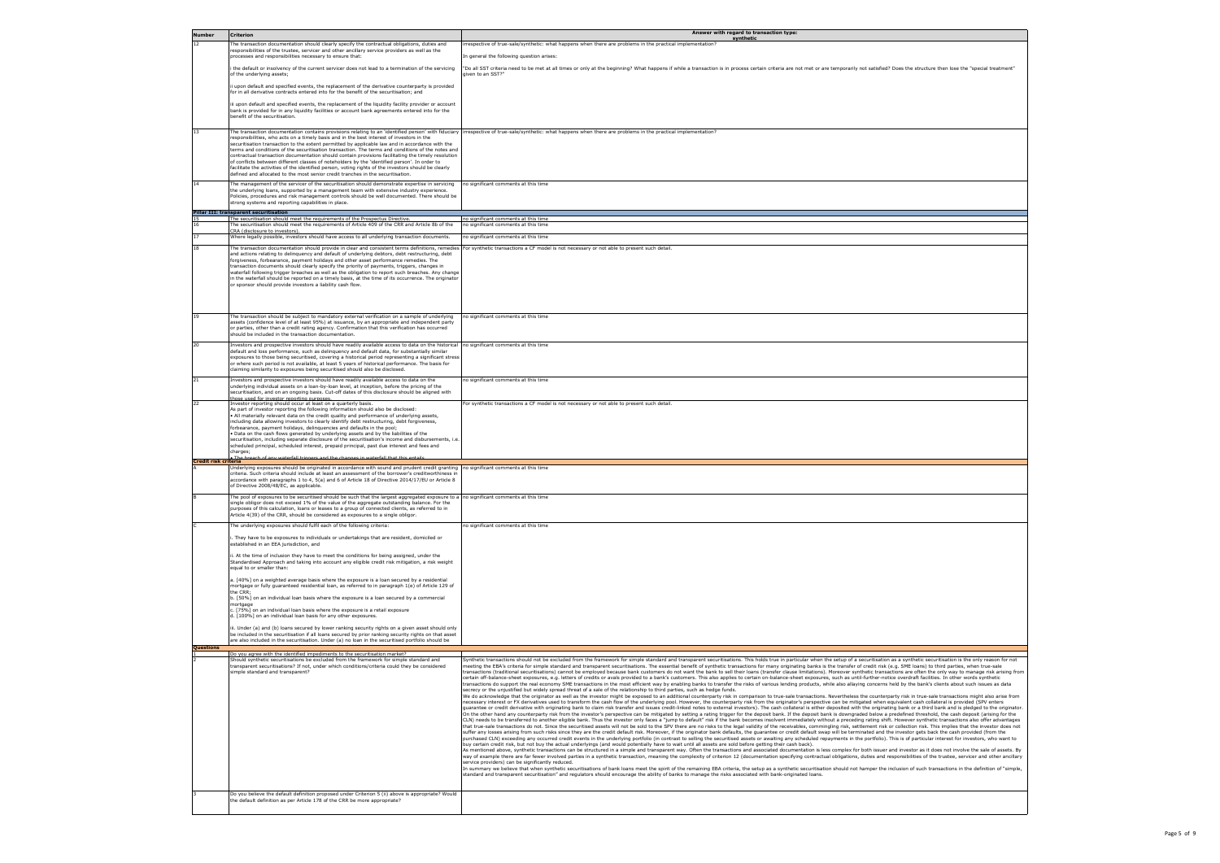| Number | Criterion | Answer with regard to transaction type: synthetic |
|---|---|---|
| 12 | The transaction documentation should clearly specify the contractual obligations, duties and responsibilities of the trustee, servicer and other ancillary service providers as well as the processes and responsibilities necessary to ensure that:<br><br>i the default or insolvency of the current servicer does not lead to a termination of the servicing of the underlying assets;<br><br>ii upon default and specified events, the replacement of the derivative counterparty is provided for in all derivative contracts entered into for the benefit of the securitisation; and<br><br>iii upon default and specified events, the replacement of the liquidity facility provider or account bank is provided for in any liquidity facilities or account bank agreements entered into for the benefit of the securitisation. | Irrespective of true-sale/synthetic: what happens when there are problems in the practical implementation?<br><br>In general the following question arises:<br><br>"Do all SST criteria need to be met at all times or only at the beginning? What happens if while a transaction is in process certain criteria are not met or are temporarily not satisfied? Does the structure then lose the "special treatment" given to an SST?" |
| 13 | The transaction documentation contains provisions relating to an 'identified person' with fiduciary responsibilities, who acts on a timely basis and in the best interest of investors in the securitisation transaction to the extent permitted by applicable law and in accordance with the terms and conditions of the securitisation transaction. The terms and conditions of the notes and contractual transaction documentation should contain provisions facilitating the timely resolution of conflicts between different classes of noteholders by the 'identified person'. In order to facilitate the activities of the identified person, voting rights of the investors should be clearly defined and allocated to the most senior credit tranches in the securitisation. | Irrespective of true-sale/synthetic: what happens when there are problems in the practical implementation? |
| 14 | The management of the servicer of the securitisation should demonstrate expertise in servicing the underlying loans, supported by a management team with extensive industry experience. Policies, procedures and risk management controls should be well documented. There should be strong systems and reporting capabilities in place. | no significant comments at this time |
| **Pillar III: transparent securitisation** | | |
| 15 | The securitisation should meet the requirements of the Prospectus Directive. | no significant comments at this time |
| 16 | The securitisation should meet the requirements of Article 409 of the CRR and Article 8b of the CRA (disclosure to investors). | no significant comments at this time |
| 17 | Where legally possible, investors should have access to all underlying transaction documents. | no significant comments at this time |
| 18 | The transaction documentation should provide in clear and consistent terms definitions, remedies and actions relating to delinquency and default of underlying debtors, debt restructuring, debt forgiveness, forbearance, payment holidays and other asset performance remedies. The transaction documents should clearly specify the priority of payments, triggers, changes in waterfall following trigger breaches as well as the obligation to report such breaches. Any change in the waterfall should be reported on a timely basis, at the time of its occurrence. The originator or sponsor should provide investors a liability cash flow. | For synthetic transactions a CF model is not necessary or not able to present such detail. |
| 19 | The transaction should be subject to mandatory external verification on a sample of underlying assets (confidence level of at least 95%) at issuance, by an appropriate and independent party or parties, other than a credit rating agency. Confirmation that this verification has occurred should be included in the transaction documentation. | no significant comments at this time |
| 20 | Investors and prospective investors should have readily available access to data on the historical default and loss performance, such as delinquency and default data, for substantially similar exposures to those being securitised, covering a historical period representing a significant stress or where such period is not available, at least 5 years of historical performance. The basis for claiming similarity to exposures being securitised should also be disclosed. | no significant comments at this time |
| 21 | Investors and prospective investors should have readily available access to data on the underlying individual assets on a loan-by-loan level, at inception, before the pricing of the securitisation, and on an ongoing basis. Cut-off dates of this disclosure should be aligned with those used for investor reporting purposes. | no significant comments at this time |
| 22 | Investor reporting should occur at least on a quarterly basis.<br>As part of investor reporting the following information should also be disclosed:<br>• All materially relevant data on the credit quality and performance of underlying assets, including data allowing investors to clearly identify debt restructuring, debt forgiveness, forbearance, payment holidays, delinquencies and defaults in the pool;<br>• Data on the cash flows generated by underlying assets and by the liabilities of the securitisation, including separate disclosure of the securitisation's income and disbursements, i.e. scheduled principal, scheduled interest, prepaid principal, past due interest and fees and charges;<br>• The breach of any waterfall triggers and the changes in waterfall that this entails | For synthetic transactions a CF model is not necessary or not able to present such detail. |
| **Credit risk criteria** | | |
| A | Underlying exposures should be originated in accordance with sound and prudent credit granting criteria. Such criteria should include at least an assessment of the borrower's creditworthiness in accordance with paragraphs 1 to 4, 5(a) and 6 of Article 18 of Directive 2014/17/EU or Article 8 of Directive 2008/48/EC, as applicable. | no significant comments at this time |
| B | The pool of exposures to be securitised should be such that the largest aggregated exposure to a single obligor does not exceed 1% of the value of the aggregate outstanding balance. For the purposes of this calculation, loans or leases to a group of connected clients, as referred to in Article 4(39) of the CRR, should be considered as exposures to a single obligor. | no significant comments at this time |
| C | The underlying exposures should fulfil each of the following criteria:<br><br>i. They have to be exposures to individuals or undertakings that are resident, domiciled or established in an EEA jurisdiction, and<br><br>ii. At the time of inclusion they have to meet the conditions for being assigned, under the Standardised Approach and taking into account any eligible credit risk mitigation, a risk weight equal to or smaller than:<br><br>a. [40%] on a weighted average basis where the exposure is a loan secured by a residential mortgage or fully guaranteed residential loan, as referred to in paragraph 1(e) of Article 129 of the CRR;<br>b. [50%] on an individual loan basis where the exposure is a loan secured by a commercial mortgage<br>c. [75%] on an individual loan basis where the exposure is a retail exposure<br>d. [100%] on an individual loan basis for any other exposures.<br><br>iii. Under (a) and (b) loans secured by lower ranking security rights on a given asset should only be included in the securitisation if all loans secured by prior ranking security rights on that asset are also included in the securitisation. Under (a) no loan in the securitised portfolio should be | no significant comments at this time |
| **Questions** | | |
| 1 | Do you agree with the identified impediments to the securitisation market? | |
| 2 | Should synthetic securitisations be excluded from the framework for simple standard and transparent securitisations? If not, under which conditions/criteria could they be considered simple standard and transparent? | Synthetic transactions should not be excluded from the framework for simple standard and transparent securitisations. This holds true in particular when the setup of a securitisation as a synthetic securitisation is the only reason for not meeting the EBA's criteria for simple standard and transparent securitisations. The essential benefit of synthetic transactions for many originating banks is the transfer of credit risk (e.g. SME loans) to third parties, when true-sale transactions (traditional securitisations) cannot be employed because bank customers do not want the bank to sell their loans (transfer clause limitations). Moreover synthetic transactions are often the only way to manage risk arising from certain off-balance-sheet exposures, e.g. letters of credits or avals provided to a bank's customers. This also applies to certain on-balance-sheet exposures, such as until-further-notice overdraft facilities. In other words synthetic transactions do support the real economy SME transactions in the most efficient way by enabling banks to transfer the risks of various lending products, while also allaying concerns held by the bank's clients about such issues as data secrecy or the unjustified but widely spread threat of a sale of the relationship to third parties, such as hedge funds.<br>We do acknowledge that the originator as well as the investor might be exposed to an additional counterparty risk in comparison to true-sale transactions. Nevertheless the counterparty risk in true-sale transactions might also arise from necessary interest or FX derivatives used to transform the cash flow of the underlying pool. However, the counterparty risk from the originator's perspective can be mitigated when equivalent cash collateral is provided (SPV enters guarantee or credit derivative with originating bank to claim risk transfer and issues credit-linked notes to external investors). The cash collateral is either deposited with the originating bank or a third bank and is pledged to the originator. On the other hand any counterparty risk from the investor's perspective can be mitigated by setting a rating trigger for the deposit bank. If the deposit bank is downgraded below a predefined threshold, the cash deposit (arising for the CLN) needs to be transferred to another eligible bank. Thus the investor only faces a "jump to default" risk if the bank becomes insolvent immediately without a preceding rating shift. However synthetic transactions also offer advantages that true-sale transactions do not. Since the securitised assets will not be sold to the SPV there are no risks to the legal validity of the receivables, commingling risk, settlement risk or collection risk. This implies that the investor does not suffer any losses arising from such risks since they are the credit default risk. Moreover, if the originator bank defaults, the guarantee or credit default swap will be terminated and the investor gets back the cash provided (from the purchased CLN) exceeding any occurred credit events in the underlying portfolio (in contrast to selling the securitised assets or awaiting any scheduled repayments in the portfolio). This is of particular interest for investors, who want to buy certain credit risk, but not buy the actual underlyings (and would potentially have to wait until all assets are sold before getting their cash back).<br>As mentioned above, synthetic transactions can be structured in a simple and transparent way. Often the transactions and associated documentation is less complex for both issuer and investor as it does not involve the sale of assets. By way of example there are far fewer involved parties in a synthetic transaction, meaning the complexity of criterion 12 (documentation specifying contractual obligations, duties and responsibilities of the trustee, servicer and other ancillary service providers) can be significantly reduced.<br>In summary we believe that when synthetic securitisations of bank loans meet the spirit of the remaining EBA criteria, the setup as a synthetic securitisation should not hamper the inclusion of such transactions in the definition of "simple, standard and transparent securitisation" and regulators should encourage the ability of banks to manage the risks associated with bank-originated loans. |
| 3 | Do you believe the default definition proposed under Criterion 5 (ii) above is appropriate? Would the default definition as per Article 178 of the CRR be more appropriate? | |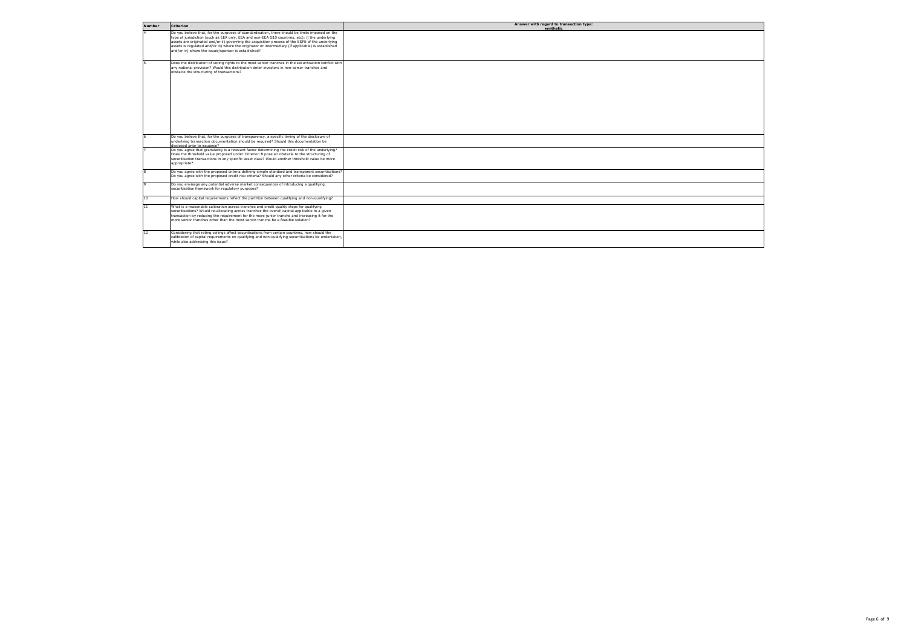| Number | Criterion | Answer with regard to transaction type: synthetic |
|---|---|---|
| 4 | Do you believe that, for the purposes of standardisation, there should be limits imposed on the type of jurisdiction (such as EEA only, EEA and non-EEA G10 countries, etc): i) the underlying assets are originated and/or ii) governing the acquisition process of the SSPE of the underlying assets is regulated and/or iii) where the originator or intermediary (if applicable) is established and/or iv) where the issuer/sponsor is established? | |
| 5 | Does the distribution of voting rights to the most senior tranches in the securitisation conflict with any national provision? Would this distribution deter investors in non-senior tranches and obstacle the structuring of transactions? | |
| 6 | Do you believe that, for the purposes of transparency, a specific timing of the disclosure of underlying transaction documentation should be required? Should this documentation be disclosed prior to issuance? | |
| 7 | Do you agree that granularity is a relevant factor determining the credit risk of the underlying? Does the threshold value proposed under Criterion B pose an obstacle to the structuring of securitisation transactions in any specific asset class? Would another threshold value be more appropriate? | |
| 8 | Do you agree with the proposed criteria defining simple standard and transparent securitisations? Do you agree with the proposed credit risk criteria? Should any other criteria be considered? | |
| 9 | Do you envisage any potential adverse market consequences of introducing a qualifying securitisation framework for regulatory purposes? | |
| 10 | How should capital requirements reflect the partition between qualifying and non-qualifying? | |
| 11 | What is a reasonable calibration across tranches and credit quality steps for qualifying securitisations? Would re-allocating across tranches the overall capital applicable to a given transaction by reducing the requirement for the more junior tranche and increasing it for the more senior tranches other than the most senior tranche be a feasible solution? | |
| 12 | Considering that rating ceilings affect securitisations from certain countries, how should the calibration of capital requirements on qualifying and non-qualifying securitisations be undertaken, while also addressing this issue? | |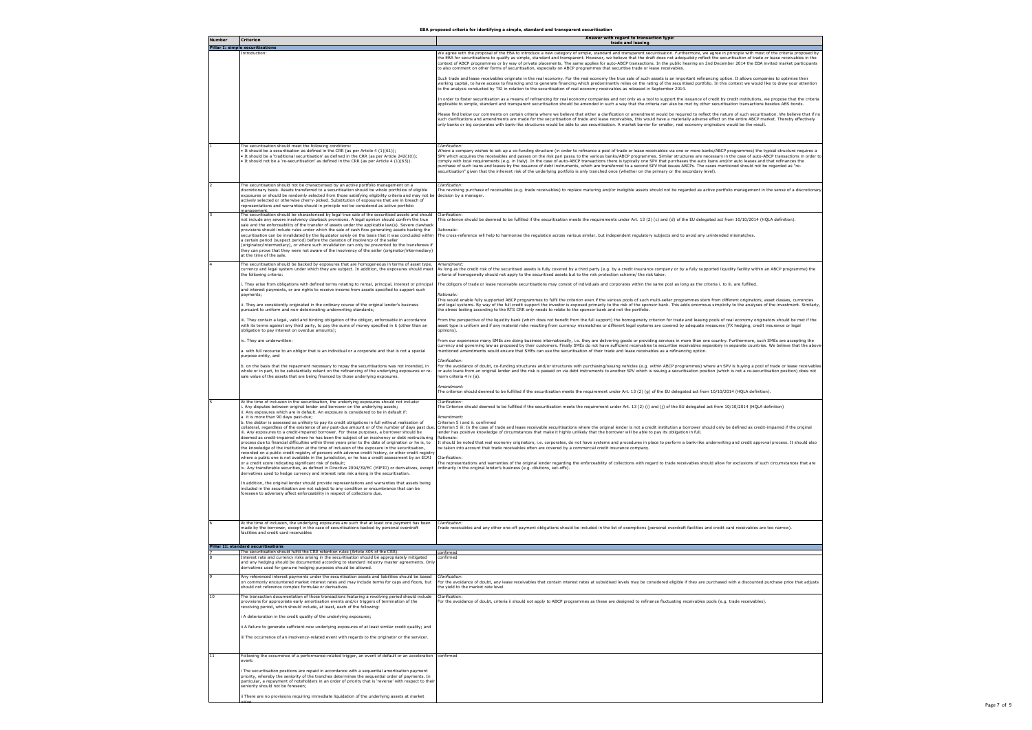**EBA proposed criteria for identifying a simple, standard and transparent securitisation**

| Number | Criterion | Answer with regard to transaction type: trade and leasing |
|---|---|---|
| **Pillar I: simple securitisations** | | |
| | Introduction: | We agree with the proposal of the EBA to introduce a new category of simple, standard and transparent securitisation. Furthermore, we agree in principle with most of the criteria proposed by the EBA for securitisations to qualify as simple, standard and transparent. However, we believe that the draft does not adequately reflect the securitisation of trade or lease receivables in the context of ABCP programmes or by way of private placements. The same applies for auto-ABCP transactions. In the public hearing on 2nd December 2014 the EBA invited market participants to also comment on other forms of securitisation, especially on ABCP programmes that securitise trade or lease receivables.<br><br>Such trade and lease receivables originate in the real economy. For the real economy the true sale of such assets is an important refinancing option. It allows companies to optimise their working capital, to have access to financing and to generate financing which predominantly relies on the rating of the securitised portfolio. In this context we would like to draw your attention to the analysis conducted by TSI in relation to the securitisation of real economy receivables as released in September 2014.<br><br>In order to foster securitisation as a means of refinancing for real economy companies and not only as a tool to support the issuance of credit by credit institutions, we propose that the criteria applicable to simple, standard and transparent securitisation should be amended in such a way that the criteria can also be met by other securitisation transactions besides ABS bonds.<br><br>Please find below our comments on certain criteria where we believe that either a clarification or amendment would be required to reflect the nature of such securitisation. We believe that if no such clarifications and amendments are made for the securitisation of trade and lease receivables, this would have a materially adverse effect on the entire ABCP market. Thereby effectively only banks or big corporates with bank-like structures would be able to use securitisation. A market barrier for smaller, real economy originators would be the result. |
| 1 | The securitisation should meet the following conditions:<br>• It should be a securitisation as defined in the CRR (as per Article 4 (1)(61));<br>• It should be a 'traditional securitisation' as defined in the CRR (as per Article 242(10));<br>• It should not be a 're-securitisation' as defined in the CRR (as per Article 4 (1)(63)). | *Clarification:*<br>Where a company wishes to set-up a co-funding structure (in order to refinance a pool of trade or lease receivables via one or more banks/ABCP programmes) the typical structure requires a SPV which acquires the receivables and passes on the risk pari passu to the various banks/ABCP programmes. Similar structures are necessary in the case of auto-ABCP transactions in order to comply with local requirements (e.g. in Italy). In the case of auto-ABCP transactions there is typically one SPV that purchases the auto loans and/or auto leases and that refinances the purchase of such loans and leases by the issuance of debt instruments, which are transferred to a second SPV that issues ABCPs. The cases mentioned should not be regarded as "re-securitisation" given that the inherent risk of the underlying portfolio is only tranched once (whether on the primary or the secondary level). |
| 2 | The securitisation should not be characterised by an active portfolio management on a discretionary basis. Assets transferred to a securitisation should be whole portfolios of eligible exposures or should be randomly selected from those satisfying eligibility criteria and may not be actively selected or otherwise cherry-picked. Substitution of exposures that are in breach of representations and warranties should in principle not be considered as active portfolio management. | *Clarification:*<br>The revolving purchase of receivables (e.g. trade receivables) to replace maturing and/or ineligible assets should not be regarded as active portfolio management in the sense of a discretionary decision by a manager. |
| 3 | The securitisation should be characterised by legal true sale of the securitised assets and should not include any severe insolvency clawback provisions. A legal opinion should confirm the true sale and the enforceability of the transfer of assets under the applicable law(s). Severe clawback provisions should include rules under which the sale of cash flow generating assets backing the securitisation can be invalidated by the liquidator solely on the basis that it was concluded within a certain period (suspect period) before the claration of insolvency of the seller (originator/intermediary), or where such invalidation can only be prevented by the transferees if they can prove that they were not aware of the insolvency of the seller (originator/intermediary) at the time of the sale. | *Clarification:*<br>This criterion should be deemed to be fulfilled if the securitisation meets the requirements under Art. 13 (2) (c) and (d) of the EU delegated act from 10/10/2014 (HQLA definition).<br><br>Rationale:<br>The cross-reference will help to harmonise the regulation across various similar, but independent regulatory subjects and to avoid any unintended mismatches. |
| 4 | The securitisation should be backed by exposures that are homogeneous in terms of asset type, currency and legal system under which they are subject. In addition, the exposures should meet the following criteria:<br><br>i. They arise from obligations with defined terms relating to rental, principal, interest or principal and interest payments, or are rights to receive income from assets specified to support such payments;<br><br>ii. They are consistently originated in the ordinary course of the original lender's business pursuant to uniform and non-deteriorating underwriting standards;<br><br>iii. They contain a legal, valid and binding obligation of the obligor, enforceable in accordance with its terms against any third party, to pay the sums of money specified in it (other than an obligation to pay interest on overdue amounts);<br><br>iv. They are underwritten:<br><br>a. with full recourse to an obligor that is an individual or a corporate and that is not a special purpose entity, and<br><br>b. on the basis that the repayment necessary to repay the securitisations was not intended, in whole or in part, to be substantially reliant on the refinancing of the underlying exposures or re-sale value of the assets that are being financed by those underlying exposures. | *Amendment:*<br>As long as the credit risk of the securitised assets is fully covered by a third party (e.g. by a credit insurance company or by a fully supported liquidity facility within an ABCP programme) the criteria of homogeneity should not apply to the securitised assets but to the risk protection scheme/ the risk taker.<br><br>The obligors of trade or lease receivable securitisations may consist of individuals and corporates within the same pool as long as the criteria i. to iii. are fulfilled.<br><br>*Rationale:*<br>This would enable fully supported ABCP programmes to fulfil the criterion even if the various pools of such multi-seller programmes stem from different originators, asset classes, currencies and legal systems. By way of the full credit support the investor is exposed primarily to the risk of the sponsor bank. This adds enormous simplicity to the analyses of the investment. Similarly, the stress testing according to the RTS CRR only needs to relate to the sponsor bank and not the portfolio.<br><br>From the perspective of the liquidity bank (which does not benefit from the full support) the homogeneity criterion for trade and leasing pools of real economy originators should be met if the asset type is uniform and if any material risks resulting from currency mismatches or different legal systems are covered by adequate measures (FX hedging, credit insurance or legal opinions).<br><br>From our experience many SMEs are doing business internationally, i.e. they are delivering goods or providing services in more than one country. Furthermore, such SMEs are accepting the currency and governing law as proposed by their customers. Finally SMEs do not have sufficient receivables to securitise receivables separately in separate countries. We believe that the above-mentioned amendments would ensure that SMEs can use the securitisation of their trade and lease receivables as a refinancing option.<br><br>*Clarification:*<br>For the avoidance of doubt, co-funding structures and/or structures with purchasing/issuing vehicles (e.g. within ABCP programmes) where an SPV is buying a pool of trade or lease receivables or auto loans from an original lender and the risk is passed on via debt instruments to another SPV which is issuing a securitisation position (which is not a re-securitisation position) does not harm criteria 4 iv (a).<br><br>*Amendment:*<br>The criterion should deemed to be fulfilled if the securitisation meets the requirement under Art. 13 (2) (g) of the EU delegated act from 10/10/2014 (HQLA definition). |
| 5 | At the time of inclusion in the securitisation, the underlying exposures should not include:<br>i. Any disputes between original lender and borrower on the underlying assets;<br>ii. Any exposures which are in default. An exposure is considered to be in default if:<br>a. it is more than 90 days past-due;<br>b. the debtor is assessed as unlikely to pay its credit obligations in full without realisation of collateral, regardless of the existence of any past-due amount or of the number of days past due.<br>iii. Any exposures to a credit-impaired borrower. For these purposes, a borrower should be deemed as credit-impaired where he has been the subject of an insolvency or debt restructuring process due to financial difficulties within three years prior to the date of origination or he is, to the knowledge of the institution at the time of inclusion of the exposure in the securitisation, recorded on a public credit registry of persons with adverse credit history, or other credit registry where a public one is not available in the jurisdiction, or he has a credit assessment by an ECAI or a credit score indicating significant risk of default;<br>iv. Any transferable securities, as defined in Directive 2004/39/EC (MIFID) or derivatives, except derivatives used to hedge currency and interest rate risk arising in the securitisation.<br><br>In addition, the original lender should provide representations and warranties that assets being included in the securitisation are not subject to any condition or encumbrance that can be foreseen to adversely affect enforceability in respect of collections due. | Clarification:<br>The Criterion should deemed to be fulfilled if the securitisation meets the requirement under Art. 13 (2) (i) and (j) of the EU delegated act from 10/10/2014 (HQLA definition)<br><br>Amendment:<br>Criterion 5 i and ii: confirmed<br>Criterion 5 ii: In the case of trade and lease receivable securitisations where the original lender is not a credit institution a borrower should only be defined as credit-impaired if the original lender has positive knowledge of circumstances that make it highly unlikely that the borrower will be able to pay its obligation in full.<br>Rationale:<br>It should be noted that real economy originators, i.e. corporates, do not have systems and procedures in place to perform a bank-like underwriting and credit approval process. It should also be taken into account that trade receivables often are covered by a commercial credit insurance company.<br><br>Clarification:<br>The representations and warranties of the original lender regarding the enforceability of collections with regard to trade receivables should allow for exclusions of such circumstances that are ordinarily in the original lender's business (e.g. dilutions, set-offs). |
| 6 | At the time of inclusion, the underlying exposures are such that at least one payment has been made by the borrower, except in the case of securitisations backed by personal overdraft facilities and credit card receivables | *Clarification:*<br>Trade receivables and any other one-off payment obligations should be included in the list of exemptions (personal overdraft facilities and credit card receivables are too narrow). |
| **Pillar II: standard securitisations** | | |
| 7 | The securitisation should fulfil the CRR retention rules (Article 405 of the CRR). | confirmed |
| 8 | Interest rate and currency risks arising in the securitisation should be appropriately mitigated and any hedging should be documented according to standard industry master agreements. Only derivatives used for genuine hedging purposes should be allowed. | confirmed |
| 9 | Any referenced interest payments under the securitisation assets and liabilities should be based on commonly encountered market interest rates and may include terms for caps and floors, but should not reference complex formulae or derivatives. | *Clarification:*<br>For the avoidance of doubt, any lease receivables that contain interest rates at subsidised levels may be considered eligible if they are purchased with a discounted purchase price that adjusts the yield to the market rate level. |
| 10 | The transaction documentation of those transactions featuring a revolving period should include provisions for appropriate early amortisation events and/or triggers of termination of the revolving period, which should include, at least, each of the following:<br><br>i A deterioration in the credit quality of the underlying exposures;<br><br>ii A failure to generate sufficient new underlying exposures of at least similar credit quality; and<br><br>iii The occurrence of an insolvency-related event with regards to the originator or the servicer. | *Clarification:*<br>For the avoidance of doubt, criteria ii should not apply to ABCP programmes as these are designed to refinance fluctuating receivables pools (e.g. trade receivables). |
| 11 | Following the occurrence of a performance-related trigger, an event of default or an acceleration event:<br><br>i The securitisation positions are repaid in accordance with a sequential amortisation payment priority, whereby the seniority of the tranches determines the sequential order of payments. In particular, a repayment of noteholders in an order of priority that is 'reverse' with respect to their seniority should not be foreseen;<br><br>ii There are no provisions requiring immediate liquidation of the underlying assets at market value. | confirmed |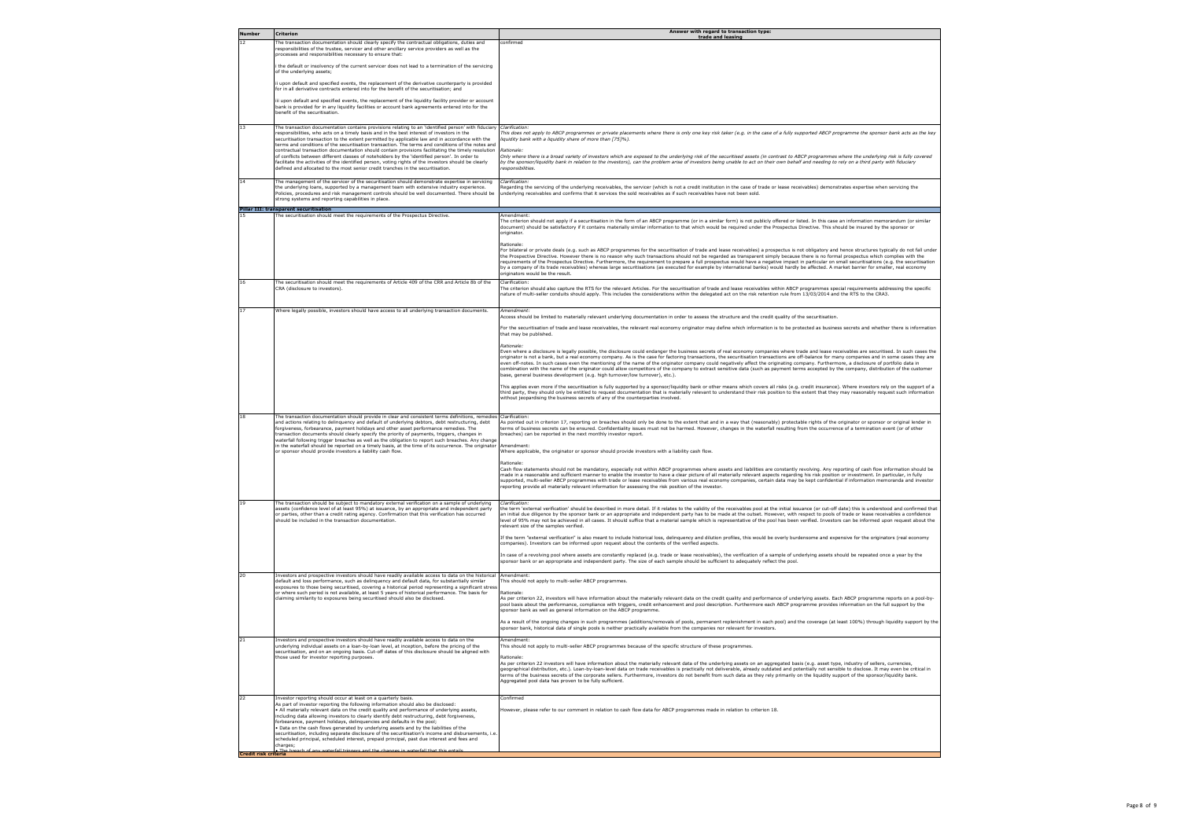| Number | Criterion | Answer with regard to transaction type: trade and leasing |
|---|---|---|
| 12 | The transaction documentation should clearly specify the contractual obligations, duties and responsibilities of the trustee, servicer and other ancillary service providers as well as the processes and responsibilities necessary to ensure that:<br><br>i the default or insolvency of the current servicer does not lead to a termination of the servicing of the underlying assets;<br><br>ii upon default and specified events, the replacement of the derivative counterparty is provided for in all derivative contracts entered into for the benefit of the securitisation; and<br><br>iii upon default and specified events, the replacement of the liquidity facility provider or account bank is provided for in any liquidity facilities or account bank agreements entered into for the benefit of the securitisation. | confirmed |
| 13 | The transaction documentation contains provisions relating to an 'identified person' with fiduciary responsibilities, who acts on a timely basis and in the best interest of investors in the securitisation transaction to the extent permitted by applicable law and in accordance with the terms and conditions of the securitisation transaction. The terms and conditions of the notes and contractual transaction documentation should contain provisions facilitating the timely resolution of conflicts between different classes of noteholders by the 'identified person'. In order to facilitate the activities of the identified person, voting rights of the investors should be clearly defined and allocated to the most senior credit tranches in the securitisation. | *Clarification:*<br>*This does not apply to ABCP programmes or private placements where there is only one key risk taker (e.g. in the case of a fully supported ABCP programme the sponsor bank acts as the key liquidity bank with a liquidity share of more than [75]%).*<br><br>*Rationale:*<br>*Only where there is a broad variety of investors which are exposed to the underlying risk of the securitised assets (in contrast to ABCP programmes where the underlying risk is fully covered by the sponsor/liquidity bank in relation to the investors), can the problem arise of investors being unable to act on their own behalf and needing to rely on a third party with fiduciary responsibilities.* |
| 14 | The management of the servicer of the securitisation should demonstrate expertise in servicing the underlying loans, supported by a management team with extensive industry experience. Policies, procedures and risk management controls should be well documented. There should be strong systems and reporting capabilities in place. | *Clarification:*<br>Regarding the servicing of the underlying receivables, the servicer (which is not a credit institution in the case of trade or lease receivables) demonstrates expertise when servicing the underlying receivables and confirms that it services the sold receivables as if such receivables have not been sold. |
| **Pillar III: transparent securitisation** | | |
| 15 | The securitisation should meet the requirements of the Prospectus Directive. | Amendment:<br>The criterion should not apply if a securitisation in the form of an ABCP programme or private placement (or in a similar form) is not publicly offered or listed. In this case an information memorandum (or similar document) should be satisfactory if it contains materially similar information to that which would be required under the Prospectus Directive. This should be insured by the sponsor or originator.<br><br>Rationale:<br>For bilateral or private deals (e.g. such as ABCP programmes for the securitisation of trade and lease receivables) a prospectus is not obligatory and hence structures typically do not fall under the Prospective Directive. However there is no reason why such transactions should not be regarded as transparent simply because there is no formal prospectus which complies with the requirements of the Prospectus Directive. Furthermore, the requirement to prepare a full prospectus would have a negative impact in particular on small securitisations (e.g. the securitisation by a company of its trade receivables) whereas large securitisations (as executed for example by international banks) would hardly be affected. A market barrier for smaller, real economy originators would be the result. |
| 16 | The securitisation should meet the requirements of Article 409 of the CRR and Article 8b of the CRA (disclosure to investors). | Clarification:<br>The criterion should also capture the RTS for the relevant Articles. For the securitisation of trade and lease receivables within ABCP programmes special requirements addressing the specific nature of multi-seller conduits should apply. This includes the considerations within the delegated act on the risk retention rule from 13/03/2014 and the RTS to the CRA3. |
| 17 | Where legally possible, investors should have access to all underlying transaction documents. | *Amendment:*<br>Access should be limited to materially relevant underlying documentation in order to assess the structure and the credit quality of the securitisation.<br><br>For the securitisation of trade and lease receivables, the relevant real economy originator may define which information is to be protected as business secrets and whether there is information that may be published.<br><br>*Rationale:*<br>Even where a disclosure is legally possible, the disclosure could endanger the business secrets of real economy companies where trade and lease receivables are securitised. In such cases the originator is not a bank, but a real economy company. As is the case for factoring transactions, the securitisation transactions are off-balance for many companies and in some cases they are even off-notes. In such cases even the mentioning of the name of the originator company could negatively affect the originating company. Furthermore, a disclosure of portfolio data in combination with the name of the originator could allow competitors of the company to extract sensitive data (such as payment terms accepted by the company, distribution of the customer base, general business development (e.g. high turnover/low turnover), etc.).<br><br>This applies even more if the securitisation is fully supported by a sponsor/liquidity bank or other means which covers all risks (e.g. credit insurance). Where investors rely on the support of a third party, they should only be entitled to request documentation that is materially relevant to understand their risk position to the extent that they may reasonably request such information without jeopardising the business secrets of any of the counterparties involved. |
| 18 | The transaction documentation should provide in clear and consistent terms definitions, remedies and actions relating to delinquency and default of underlying debtors, debt restructuring, debt forgiveness, forbearance, payment holidays and other asset performance remedies. The transaction documents should clearly specify the priority of payments, triggers, changes in waterfall following trigger breaches as well as the obligation to report such breaches. Any change in the waterfall should be reported on a timely basis, at the time of its occurrence. The originator or sponsor should provide investors a liability cash flow. | Clarification:<br>As pointed out in criterion 17, reporting on breaches should only be done to the extent that and in a way that (reasonably) protectable rights of the originator or sponsor or original lender in terms of business secrets can be ensured. Confidentiality issues must not be harmed. However, changes in the waterfall resulting from the occurrence of a termination event (or of other breaches) can be reported in the next monthly investor report.<br><br>Amendment:<br>Where applicable, the originator or sponsor should provide investors with a liability cash flow.<br><br>Rationale:<br>Cash flow statements should not be mandatory, especially not within ABCP programmes where assets and liabilities are constantly revolving. Any reporting of cash flow information should be made in a reasonable and sufficient manner to enable the investor to have a clear picture of all materially relevant aspects regarding his risk position or investment. In particular, in fully supported, multi-seller ABCP programmes with trade or lease receivables from various real economy companies, certain data may be kept confidential if information memoranda and investor reporting provide all materially relevant information for assessing the risk position of the investor. |
| 19 | The transaction should be subject to mandatory external verification on a sample of underlying assets (confidence level of at least 95%) at issuance, by an appropriate and independent party or parties, other than a credit rating agency. Confirmation that this verification has occurred should be included in the transaction documentation. | *Clarification:*<br>the term 'external verification' should be described in more detail. If it relates to the validity of the receivables pool at the initial issuance (or cut-off date) this is understood and confirmed that an initial due diligence by the sponsor bank or an appropriate and independent party has to be made at the outset. However, with respect to pools of trade or lease receivables a confidence level of 95% may not be achieved in all cases. It should suffice that a material sample which is representative of the pool has been verified. Investors can be informed upon request about the relevant size of the samples verified.<br><br>If the term "external verification" is also meant to include historical loss, delinquency and dilution profiles, this would be overly burdensome and expensive for the originators (real economy companies). Investors can be informed upon request about the contents of the verified aspects.<br><br>In case of a revolving pool where assets are constantly replaced (e.g. trade or lease receivables), the verification of a sample of underlying assets should be repeated once a year by the sponsor bank or an appropriate and independent party. The size of each sample should be sufficient to adequately reflect the pool. |
| 20 | Investors and prospective investors should have readily available access to data on the historical default and loss performance, such as delinquency and default data, for substantially similar exposures to those being securitised, covering a historical period representing a significant stress or where such period is not available, at least 5 years of historical performance. The basis for claiming similarity to exposures being securitised should also be disclosed. | Amendment:<br>This should not apply to multi-seller ABCP programmes.<br><br>Rationale:<br>As per criterion 22, investors will have information about the materially relevant data on the credit quality and performance of underlying assets. Each ABCP programme reports on a pool-by-pool basis about the performance, compliance with triggers, credit enhancement and pool description. Furthermore each ABCP programme provides information on the full support by the sponsor bank as well as general information on the ABCP programme.<br><br>As a result of the ongoing changes in such programmes (additions/removals of pools, permanent replenishment in each pool) and the coverage (at least 100%) through liquidity support by the sponsor bank, historical data of single pools is neither practically available from the companies nor relevant for investors. |
| 21 | Investors and prospective investors should have readily available access to data on the underlying individual assets on a loan-by-loan level, at inception, before the pricing of the securitisation, and on an ongoing basis. Cut-off dates of this disclosure should be aligned with those used for investor reporting purposes. | Amendment:<br>This should not apply to multi-seller ABCP programmes because of the specific structure of these programmes.<br><br>Rationale:<br>As per criterion 22 investors will have information about the materially relevant data of the underlying assets on an aggregated basis (e.g. asset type, industry of sellers, currencies, geographical distribution, etc.). Loan-by-loan-level data on trade receivables is practically not deliverable, already outdated and potentially not sensible to disclose. It may even be critical in terms of the business secrets of the corporate sellers. Furthermore, investors do not benefit from such data as they rely primarily on the liquidity support of the sponsor/liquidity bank. Aggregated pool data has proven to be fully sufficient. |
| 22 | Investor reporting should occur at least on a quarterly basis.<br>As part of investor reporting the following information should also be disclosed:<br>• All materially relevant data on the credit quality and performance of underlying assets, including data allowing investors to clearly identify debt restructuring, debt forgiveness, forbearance, payment holidays, delinquencies and defaults in the pool;<br>• Data on the cash flows generated by underlying assets and by the liabilities of the securitisation, including separate disclosure of the securitisation's income and disbursements, i.e. scheduled principal, scheduled interest, prepaid principal, past due interest and fees and charges;<br>• The breach of any waterfall triggers and the changes in waterfall that this entails | Confirmed<br><br>However, please refer to our comment in relation to cash flow data for ABCP programmes made in relation to criterion 18. |
| **Credit risk criteria** | | |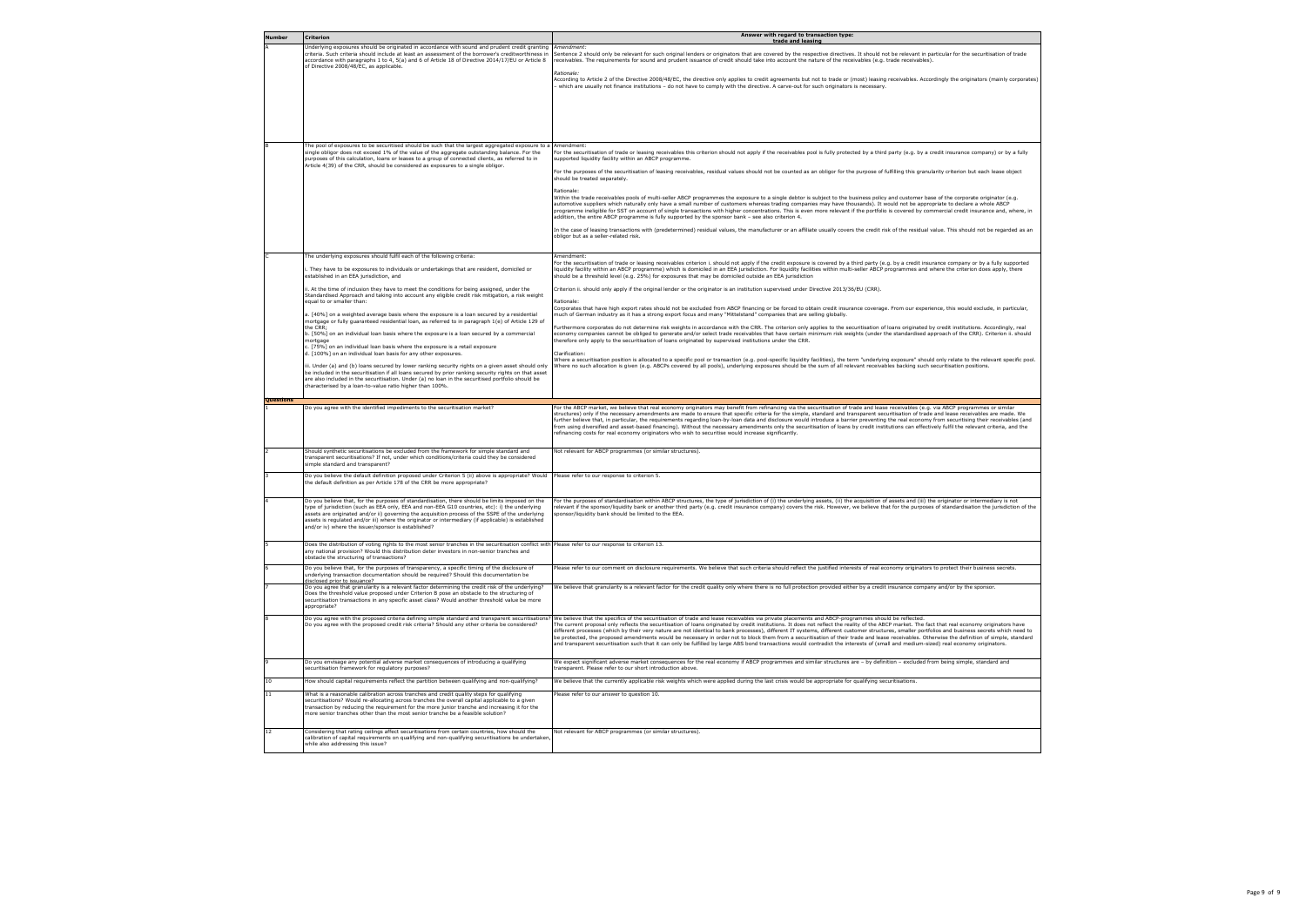| Number | Criterion | Answer with regard to transaction type: trade and leasing |
|---|---|---|
| A | Underlying exposures should be originated in accordance with sound and prudent credit granting criteria. Such criteria should include at least an assessment of the borrower's creditworthiness in accordance with paragraphs 1 to 4, 5(a) and 6 of Article 18 of Directive 2014/17/EU or Article 8 of Directive 2008/48/EC, as applicable. | *Amendment:*<br>Sentence 2 should only be relevant for such original lenders or originators that are covered by the respective directives. It should not be relevant in particular for the securitisation of trade receivables. The requirements for sound and prudent issuance of credit should take into account the nature of the receivables (e.g. trade receivables).<br><br>*Rationale:*<br>According to Article 2 of the Directive 2008/48/EC, the directive only applies to credit agreements but not to trade or (most) leasing receivables. Accordingly the originators (mainly corporates) – which are usually not finance institutions – do not have to comply with the directive. A carve-out for such originators is necessary. |
| B | The pool of exposures to be securitised should be such that the largest aggregated exposure to a single obligor does not exceed 1% of the value of the aggregate outstanding balance. For the purposes of this calculation, loans or leases to a group of connected clients, as referred to in Article 4(39) of the CRR, should be considered as exposures to a single obligor. | Amendment:<br>For the securitisation of trade or leasing receivables this criterion should not apply if the receivables pool is fully protected by a third party (e.g. by a credit insurance company) or by a fully supported liquidity facility within an ABCP programme.<br><br>For the purposes of the securitisation of leasing receivables, residual values should not be counted as an obligor for the purpose of fulfilling this granularity criterion but each lease object should be treated separately.<br><br>Rationale:<br>Within the trade receivables pools of multi-seller ABCP programmes the exposure to a single debtor is subject to the business policy and customer base of the corporate originator (e.g. automotive suppliers which naturally only have a small number of customers whereas trading companies may have thousands). It would not be appropriate to declare a whole ABCP programme ineligible for SST on account of single transactions with higher concentrations. This is even more relevant if the portfolio is covered by commercial credit insurance and, where, in addition, the entire ABCP programme is fully supported by the sponsor bank – see also criterion 4.<br><br>In the case of leasing transactions with (predetermined) residual values, the manufacturer or an affiliate usually covers the credit risk of the residual value. This should not be regarded as an obligor but as a seller-related risk. |
| C | The underlying exposures should fulfil each of the following criteria:<br><br>i. They have to be exposures to individuals or undertakings that are resident, domiciled or established in an EEA jurisdiction, and<br><br>ii. At the time of inclusion they have to meet the conditions for being assigned, under the Standardised Approach and taking into account any eligible credit risk mitigation, a risk weight equal to or smaller than:<br><br>a. [40%] on a weighted average basis where the exposure is a loan secured by a residential mortgage or fully guaranteed residential loan, as referred to in paragraph 1(e) of Article 129 of the CRR;<br>b. [50%] on an individual loan basis where the exposure is a loan secured by a commercial mortgage<br>c. [75%] on an individual loan basis where the exposure is a retail exposure<br>d. [100%] on an individual loan basis for any other exposures.<br><br>iii. Under (a) and (b) loans secured by lower ranking security rights on a given asset should only be included in the securitisation if all loans secured by prior ranking security rights on that asset are also included in the securitisation. Under (a) no loan in the securitised portfolio should be characterised by a loan-to-value ratio higher than 100%. | Amendment:<br>For the securitisation of trade or leasing receivables criterion i. should not apply if the credit exposure is covered by a third party (e.g. by a credit insurance company or by a fully supported liquidity facility within an ABCP programme) which is domiciled in an EEA jurisdiction. For liquidity facilities within multi-seller ABCP programmes and where the criterion does apply, there should be a threshold level (e.g. 25%) for exposures that may be domiciled outside an EEA jurisdiction<br><br>Criterion ii. should only apply if the original lender or the originator is an institution supervised under Directive 2013/36/EU (CRR).<br><br>Rationale:<br>Corporates that have high export rates should not be excluded from ABCP financing or be forced to obtain credit insurance coverage. From our experience, this would exclude, in particular, much of German industry as it has a strong export focus and many "Mittelstand" companies that are selling globally.<br><br>Furthermore corporates do not determine risk weights in accordance with the CRR. The criterion only applies to the securitisation of loans originated by credit institutions. Accordingly, real economy companies cannot be obliged to generate and/or select trade receivables that have certain minimum risk weights (under the standardised approach of the CRR). Criterion ii. should therefore only apply to the securitisation of loans originated by supervised institutions under the CRR.<br><br>Clarification:<br>Where a securitisation position is allocated to a specific pool or transaction (e.g. pool-specific liquidity facilities), the term "underlying exposure" should only relate to the relevant specific pool. Where no such allocation is given (e.g. ABCPs covered by all pools), underlying exposures should be the sum of all relevant receivables backing such securitisation positions. |
| **Questions** | | |
| 1 | Do you agree with the identified impediments to the securitisation market? | For the ABCP market, we believe that real economy originators may benefit from refinancing via the securitisation of trade and lease receivables (e.g. via ABCP programmes or similar structures) only if the necessary amendments are made to ensure that specific criteria for the simple, standard and transparent securitisation of trade and lease receivables are made. We further believe that, in particular, the requirements regarding loan-by-loan data and disclosure would introduce a barrier preventing the real economy from securitising their receivables (and from using diversified and asset-based financing). Without the necessary amendments only the securitisation of loans by credit institutions can effectively fulfil the relevant criteria, and the refinancing costs for real economy originators who wish to securitise would increase significantly. |
| 2 | Should synthetic securitisations be excluded from the framework for simple standard and transparent securitisations? If not, under which conditions/criteria could they be considered simple standard and transparent? | Not relevant for ABCP programmes (or similar structures). |
| 3 | Do you believe the default definition proposed under Criterion 5 (ii) above is appropriate? Would the default definition as per Article 178 of the CRR be more appropriate? | Please refer to our response to criterion 5. |
| 4 | Do you believe that, for the purposes of standardisation, there should be limits imposed on the type of jurisdiction (such as EEA only, EEA and non-EEA G10 countries, etc): i) the underlying assets are originated and/or ii) governing the acquisition process of the SSPE of the underlying assets is regulated and/or iii) where the originator or intermediary (if applicable) is established and/or iv) where the issuer/sponsor is established? | For the purposes of standardisation within ABCP structures, the type of jurisdiction of (i) the underlying assets, (ii) the acquisition of assets and (iii) the originator or intermediary is not relevant if the sponsor/liquidity bank or another third party (e.g. credit insurance company) covers the risk. However, we believe that for the purposes of standardisation the jurisdiction of the sponsor/liquidity bank should be limited to the EEA. |
| 5 | Does the distribution of voting rights to the most senior tranches in the securitisation conflict with any national provision? Would this distribution deter investors in non-senior tranches and obstacle the structuring of transactions? | Please refer to our response to criterion 13. |
| 6 | Do you believe that, for the purposes of transparency, a specific timing of the disclosure of underlying transaction documentation should be required? Should this documentation be disclosed prior to issuance? | Please refer to our comment on disclosure requirements. We believe that such criteria should reflect the justified interests of real economy originators to protect their business secrets. |
| 7 | Do you agree that granularity is a relevant factor determining the credit risk of the underlying? Does the threshold value proposed under Criterion 8 pose an obstacle to the structuring of securitisation transactions in any specific asset class? Would another threshold value be more appropriate? | We believe that granularity is a relevant factor for the credit quality only where there is no full protection provided either by a credit insurance company and/or by the sponsor. |
| 8 | Do you agree with the proposed criteria defining simple standard and transparent securitisations? Do you agree with the proposed credit risk criteria? Should any other criteria be considered? | We believe that the specifics of the securitisation of trade and lease receivables via private placements and ABCP-programmes should be reflected.<br>The current proposal only reflects the securitisation of loans originated by credit institutions. It does not reflect the reality of the ABCP market. The fact that real economy originators have different processes (which by their very nature are not identical to bank processes), different IT systems, different customer structures, smaller portfolios and business secrets which need to be protected, the proposed amendments would be necessary in order not to block them from a securitisation of their trade and lease receivables. Otherwise the definition of simple, standard and transparent securitisation such that it can only be fulfilled by large ABS bond transactions would contradict the interests of (small and medium-sized) real economy originators. |
| 9 | Do you envisage any potential adverse market consequences of introducing a qualifying securitisation framework for regulatory purposes? | We expect significant adverse market consequences for the real economy if ABCP programmes and similar structures are – by definition – excluded from being simple, standard and transparent. Please refer to our short introduction above. |
| 10 | How should capital requirements reflect the partition between qualifying and non-qualifying? | We believe that the currently applicable risk weights which were applied during the last crisis would be appropriate for qualifying securitisations. |
| 11 | What is a reasonable calibration across tranches and credit quality steps for qualifying securitisations? Would re-allocating across tranches the overall capital applicable to a given transaction by reducing the requirement for the more junior tranche and increasing it for the more senior tranches other than the most senior tranche be a feasible solution? | Please refer to our answer to question 10. |
| 12 | Considering that rating ceilings affect securitisations from certain countries, how should the calibration of capital requirements on qualifying and non-qualifying securitisations be undertaken, while also addressing this issue? | Not relevant for ABCP programmes (or similar structures). |